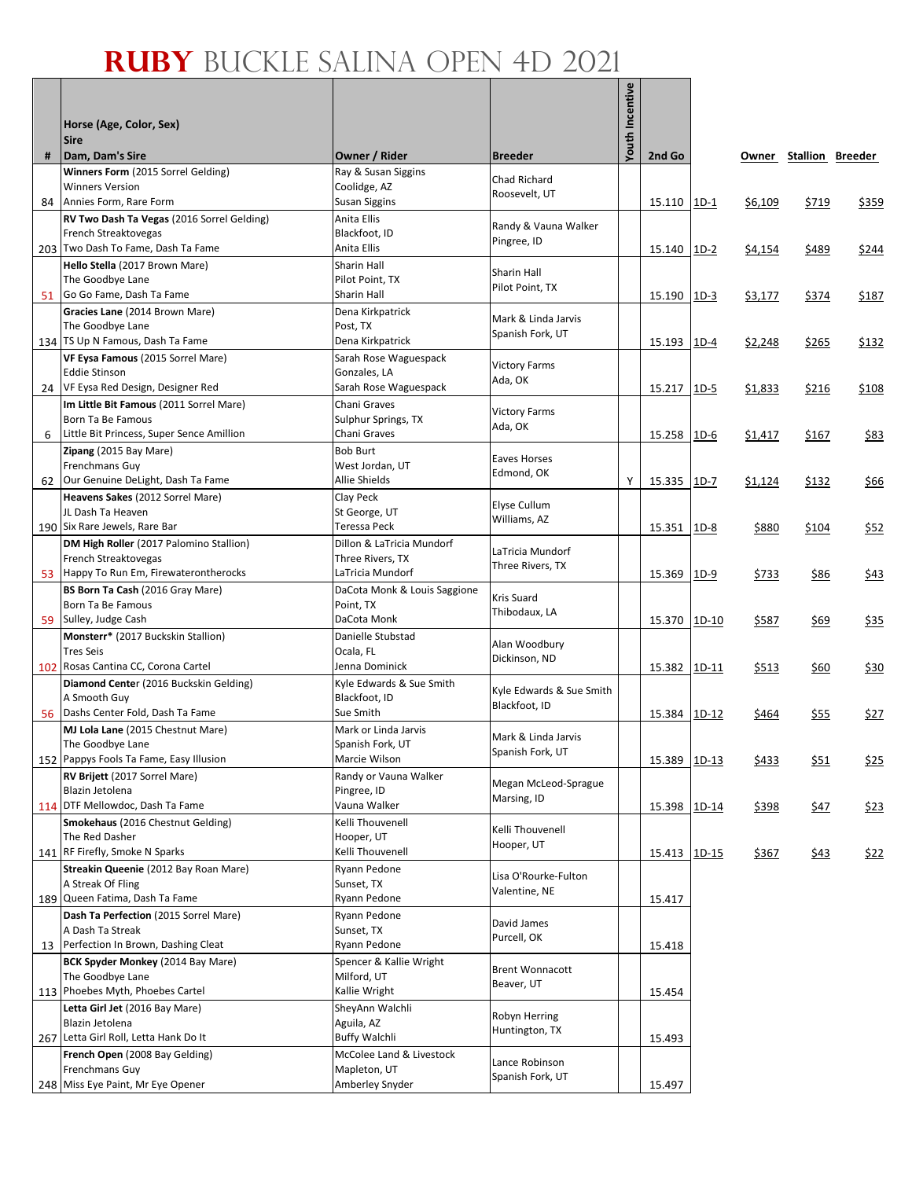# RUBY BUCKLE SALINA OPEN 4D 2021

| # | Horse (Age, Color, Sex)<br>Sire<br>Dam, Dam's Sire | Owner / Rider | Breeder | Youth Incentive | 2nd Go | | Owner | Stallion | Breeder |
|---|---|---|---|---|---|---|---|---|---|
| 84 | **Winners Form** (2015 Sorrel Gelding)<br>Winners Version<br>Annies Form, Rare Form | Ray & Susan Siggins<br>Coolidge, AZ<br>Susan Siggins | Chad Richard<br>Roosevelt, UT | | 15.110 | 1D-1 | $6,109 | $719 | $359 |
| 203 | **RV Two Dash Ta Vegas** (2016 Sorrel Gelding)<br>French Streaktovegas<br>Two Dash To Fame, Dash Ta Fame | Anita Ellis<br>Blackfoot, ID<br>Anita Ellis | Randy & Vauna Walker<br>Pingree, ID | | 15.140 | 1D-2 | $4,154 | $489 | $244 |
| 51 | **Hello Stella** (2017 Brown Mare)<br>The Goodbye Lane<br>Go Go Fame, Dash Ta Fame | Sharin Hall<br>Pilot Point, TX<br>Sharin Hall | Sharin Hall<br>Pilot Point, TX | | 15.190 | 1D-3 | $3,177 | $374 | $187 |
| 134 | **Gracies Lane** (2014 Brown Mare)<br>The Goodbye Lane<br>TS Up N Famous, Dash Ta Fame | Dena Kirkpatrick<br>Post, TX<br>Dena Kirkpatrick | Mark & Linda Jarvis<br>Spanish Fork, UT | | 15.193 | 1D-4 | $2,248 | $265 | $132 |
| 24 | **VF Eysa Famous** (2015 Sorrel Mare)<br>Eddie Stinson<br>VF Eysa Red Design, Designer Red | Sarah Rose Waguespack<br>Gonzales, LA<br>Sarah Rose Waguespack | Victory Farms<br>Ada, OK | | 15.217 | 1D-5 | $1,833 | $216 | $108 |
| 6 | **Im Little Bit Famous** (2011 Sorrel Mare)<br>Born Ta Be Famous<br>Little Bit Princess, Super Sence Amillion | Chani Graves<br>Sulphur Springs, TX<br>Chani Graves | Victory Farms<br>Ada, OK | | 15.258 | 1D-6 | $1,417 | $167 | $83 |
| 62 | **Zipang** (2015 Bay Mare)<br>Frenchmans Guy<br>Our Genuine DeLight, Dash Ta Fame | Bob Burt<br>West Jordan, UT<br>Allie Shields | Eaves Horses<br>Edmond, OK | Y | 15.335 | 1D-7 | $1,124 | $132 | $66 |
| 190 | **Heavens Sakes** (2012 Sorrel Mare)<br>JL Dash Ta Heaven<br>Six Rare Jewels, Rare Bar | Clay Peck<br>St George, UT<br>Teressa Peck | Elyse Cullum<br>Williams, AZ | | 15.351 | 1D-8 | $880 | $104 | $52 |
| 53 | **DM High Roller** (2017 Palomino Stallion)<br>French Streaktovegas<br>Happy To Run Em, Firewaterontherocks | Dillon & LaTricia Mundorf<br>Three Rivers, TX<br>LaTricia Mundorf | LaTricia Mundorf<br>Three Rivers, TX | | 15.369 | 1D-9 | $733 | $86 | $43 |
| 59 | **BS Born Ta Cash** (2016 Gray Mare)<br>Born Ta Be Famous<br>Sulley, Judge Cash | DaCota Monk & Louis Saggione<br>Point, TX<br>DaCota Monk | Kris Suard<br>Thibodaux, LA | | 15.370 | 1D-10 | $587 | $69 | $35 |
| 102 | **Monsterr*** (2017 Buckskin Stallion)<br>Tres Seis<br>Rosas Cantina CC, Corona Cartel | Danielle Stubstad<br>Ocala, FL<br>Jenna Dominick | Alan Woodbury<br>Dickinson, ND | | 15.382 | 1D-11 | $513 | $60 | $30 |
| 56 | **Diamond Center** (2016 Buckskin Gelding)<br>A Smooth Guy<br>Dashs Center Fold, Dash Ta Fame | Kyle Edwards & Sue Smith<br>Blackfoot, ID<br>Sue Smith | Kyle Edwards & Sue Smith<br>Blackfoot, ID | | 15.384 | 1D-12 | $464 | $55 | $27 |
| 152 | **MJ Lola Lane** (2015 Chestnut Mare)<br>The Goodbye Lane<br>Pappys Fools Ta Fame, Easy Illusion | Mark or Linda Jarvis<br>Spanish Fork, UT<br>Marcie Wilson | Mark & Linda Jarvis<br>Spanish Fork, UT | | 15.389 | 1D-13 | $433 | $51 | $25 |
| 114 | **RV Brijett** (2017 Sorrel Mare)<br>Blazin Jetolena<br>DTF Mellowdoc, Dash Ta Fame | Randy or Vauna Walker<br>Pingree, ID<br>Vauna Walker | Megan McLeod-Sprague<br>Marsing, ID | | 15.398 | 1D-14 | $398 | $47 | $23 |
| 141 | **Smokehaus** (2016 Chestnut Gelding)<br>The Red Dasher<br>RF Firefly, Smoke N Sparks | Kelli Thouvenell<br>Hooper, UT<br>Kelli Thouvenell | Kelli Thouvenell<br>Hooper, UT | | 15.413 | 1D-15 | $367 | $43 | $22 |
| 189 | **Streakin Queenie** (2012 Bay Roan Mare)<br>A Streak Of Fling<br>Queen Fatima, Dash Ta Fame | Ryann Pedone<br>Sunset, TX<br>Ryann Pedone | Lisa O'Rourke-Fulton<br>Valentine, NE | | 15.417 | | | | |
| 13 | **Dash Ta Perfection** (2015 Sorrel Mare)<br>A Dash Ta Streak<br>Perfection In Brown, Dashing Cleat | Ryann Pedone<br>Sunset, TX<br>Ryann Pedone | David James<br>Purcell, OK | | 15.418 | | | | |
| 113 | **BCK Spyder Monkey** (2014 Bay Mare)<br>The Goodbye Lane<br>Phoebes Myth, Phoebes Cartel | Spencer & Kallie Wright<br>Milford, UT<br>Kallie Wright | Brent Wonnacott<br>Beaver, UT | | 15.454 | | | | |
| 267 | **Letta Girl Jet** (2016 Bay Mare)<br>Blazin Jetolena<br>Letta Girl Roll, Letta Hank Do It | SheyAnn Walchli<br>Aguila, AZ<br>Buffy Walchli | Robyn Herring<br>Huntington, TX | | 15.493 | | | | |
| 248 | **French Open** (2008 Bay Gelding)<br>Frenchmans Guy<br>Miss Eye Paint, Mr Eye Opener | McColee Land & Livestock<br>Mapleton, UT<br>Amberley Snyder | Lance Robinson<br>Spanish Fork, UT | | 15.497 | | | | |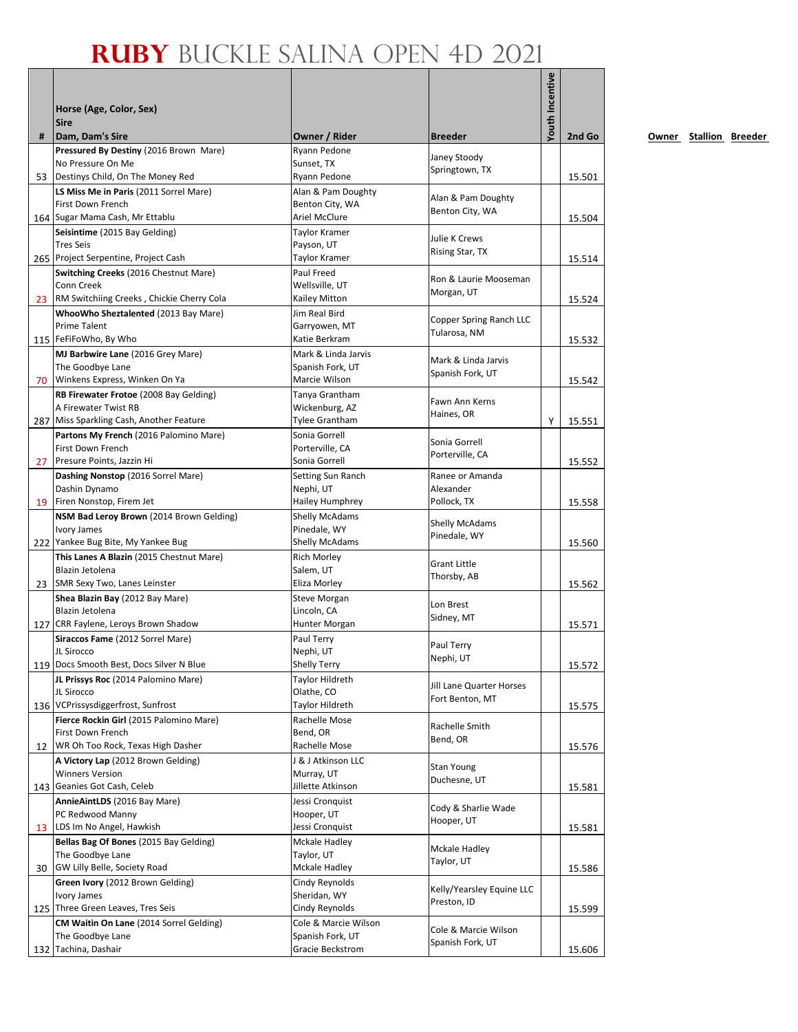# RUBY BUCKLE SALINA OPEN 4D 2021

| # | Horse (Age, Color, Sex)<br>Sire<br>Dam, Dam's Sire | Owner / Rider | Breeder | Youth Incentive | 2nd Go |
|---|---|---|---|---|---|
| 53 | **Pressured By Destiny** (2016 Brown Mare)<br>No Pressure On Me<br>Destinys Child, On The Money Red | Ryann Pedone<br>Sunset, TX<br>Ryann Pedone | Janey Stoody<br>Springtown, TX | | 15.501 |
| 164 | **LS Miss Me in Paris** (2011 Sorrel Mare)<br>First Down French<br>Sugar Mama Cash, Mr Ettablu | Alan & Pam Doughty<br>Benton City, WA<br>Ariel McClure | Alan & Pam Doughty<br>Benton City, WA | | 15.504 |
| 265 | **Seisintime** (2015 Bay Gelding)<br>Tres Seis<br>Project Serpentine, Project Cash | Taylor Kramer<br>Payson, UT<br>Taylor Kramer | Julie K Crews<br>Rising Star, TX | | 15.514 |
| 23 | **Switching Creeks** (2016 Chestnut Mare)<br>Conn Creek<br>RM Switchiing Creeks , Chickie Cherry Cola | Paul Freed<br>Wellsville, UT<br>Kailey Mitton | Ron & Laurie Mooseman<br>Morgan, UT | | 15.524 |
| 115 | **WhooWho Sheztalented** (2013 Bay Mare)<br>Prime Talent<br>FeFiFoWho, By Who | Jim Real Bird<br>Garryowen, MT<br>Katie Berkram | Copper Spring Ranch LLC<br>Tularosa, NM | | 15.532 |
| 70 | **MJ Barbwire Lane** (2016 Grey Mare)<br>The Goodbye Lane<br>Winkens Express, Winken On Ya | Mark & Linda Jarvis<br>Spanish Fork, UT<br>Marcie Wilson | Mark & Linda Jarvis<br>Spanish Fork, UT | | 15.542 |
| 287 | **RB Firewater Frotoe** (2008 Bay Gelding)<br>A Firewater Twist RB<br>Miss Sparkling Cash, Another Feature | Tanya Grantham<br>Wickenburg, AZ<br>Tylee Grantham | Fawn Ann Kerns<br>Haines, OR | Y | 15.551 |
| 27 | **Partons My French** (2016 Palomino Mare)<br>First Down French<br>Presure Points, Jazzin Hi | Sonia Gorrell<br>Porterville, CA<br>Sonia Gorrell | Sonia Gorrell<br>Porterville, CA | | 15.552 |
| 19 | **Dashing Nonstop** (2016 Sorrel Mare)<br>Dashin Dynamo<br>Firen Nonstop, Firem Jet | Setting Sun Ranch<br>Nephi, UT<br>Hailey Humphrey | Ranee or Amanda Alexander<br>Pollock, TX | | 15.558 |
| 222 | **NSM Bad Leroy Brown** (2014 Brown Gelding)<br>Ivory James<br>Yankee Bug Bite, My Yankee Bug | Shelly McAdams<br>Pinedale, WY<br>Shelly McAdams | Shelly McAdams<br>Pinedale, WY | | 15.560 |
| 23 | **This Lanes A Blazin** (2015 Chestnut Mare)<br>Blazin Jetolena<br>SMR Sexy Two, Lanes Leinster | Rich Morley<br>Salem, UT<br>Eliza Morley | Grant Little<br>Thorsby, AB | | 15.562 |
| 127 | **Shea Blazin Bay** (2012 Bay Mare)<br>Blazin Jetolena<br>CRR Faylene, Leroys Brown Shadow | Steve Morgan<br>Lincoln, CA<br>Hunter Morgan | Lon Brest<br>Sidney, MT | | 15.571 |
| 119 | **Siraccos Fame** (2012 Sorrel Mare)<br>JL Sirocco<br>Docs Smooth Best, Docs Silver N Blue | Paul Terry<br>Nephi, UT<br>Shelly Terry | Paul Terry<br>Nephi, UT | | 15.572 |
| 136 | **JL Prissys Roc** (2014 Palomino Mare)<br>JL Sirocco<br>VCPrissysdiggerfrost, Sunfrost | Taylor Hildreth<br>Olathe, CO<br>Taylor Hildreth | Jill Lane Quarter Horses<br>Fort Benton, MT | | 15.575 |
| 12 | **Fierce Rockin Girl** (2015 Palomino Mare)<br>First Down French<br>WR Oh Too Rock, Texas High Dasher | Rachelle Mose<br>Bend, OR<br>Rachelle Mose | Rachelle Smith<br>Bend, OR | | 15.576 |
| 143 | **A Victory Lap** (2012 Brown Gelding)<br>Winners Version<br>Geanies Got Cash, Celeb | J & J Atkinson LLC<br>Murray, UT<br>Jillette Atkinson | Stan Young<br>Duchesne, UT | | 15.581 |
| 13 | **AnnieAintLDS** (2016 Bay Mare)<br>PC Redwood Manny<br>LDS Im No Angel, Hawkish | Jessi Cronquist<br>Hooper, UT<br>Jessi Cronquist | Cody & Sharlie Wade<br>Hooper, UT | | 15.581 |
| 30 | **Bellas Bag Of Bones** (2015 Bay Gelding)<br>The Goodbye Lane<br>GW Lilly Belle, Society Road | Mckale Hadley<br>Taylor, UT<br>Mckale Hadley | Mckale Hadley<br>Taylor, UT | | 15.586 |
| 125 | **Green Ivory** (2012 Brown Gelding)<br>Ivory James<br>Three Green Leaves, Tres Seis | Cindy Reynolds<br>Sheridan, WY<br>Cindy Reynolds | Kelly/Yearsley Equine LLC<br>Preston, ID | | 15.599 |
| 132 | **CM Waitin On Lane** (2014 Sorrel Gelding)<br>The Goodbye Lane<br>Tachina, Dashair | Cole & Marcie Wilson<br>Spanish Fork, UT<br>Gracie Beckstrom | Cole & Marcie Wilson<br>Spanish Fork, UT | | 15.606 |

Owner Stallion Breeder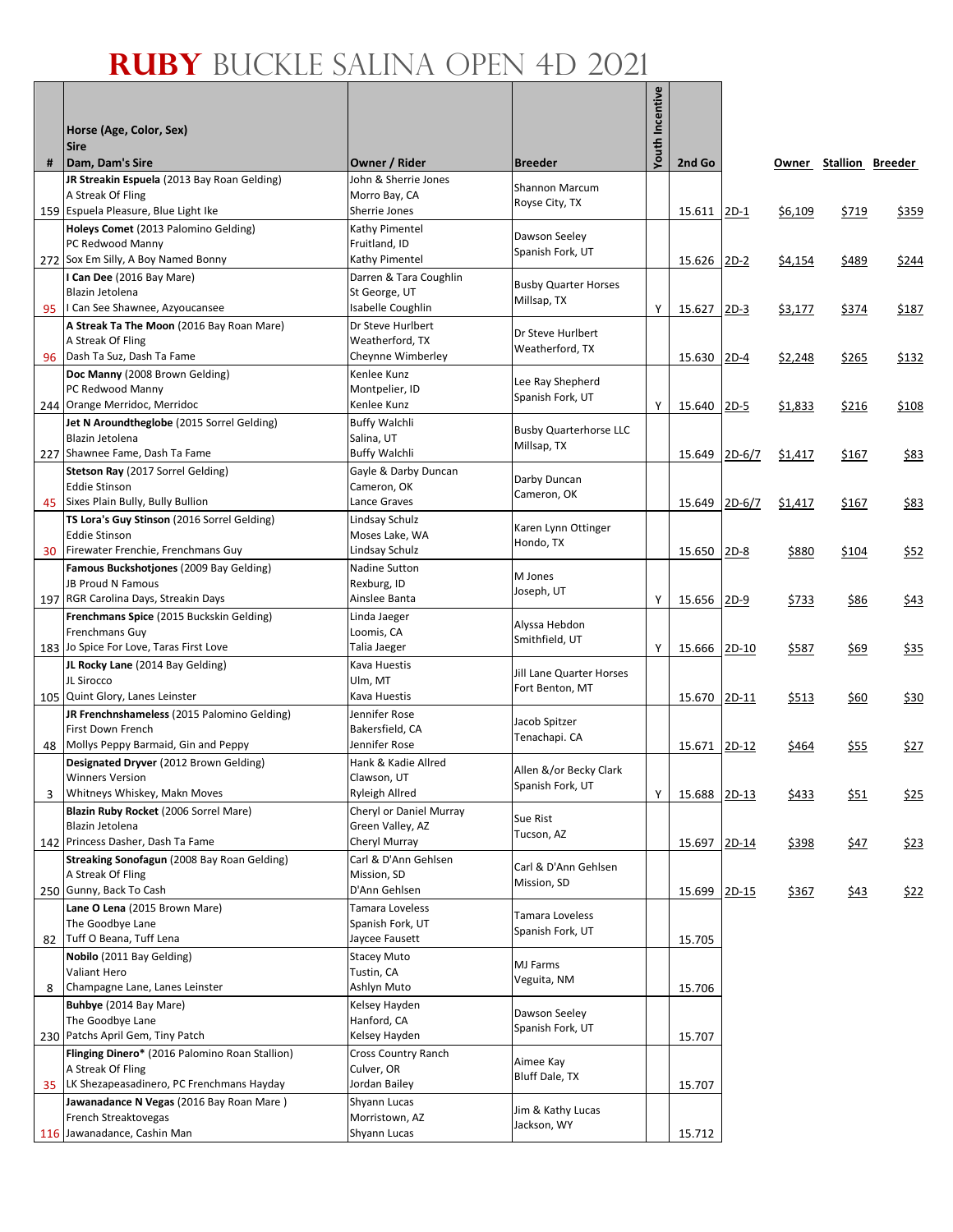# RUBY BUCKLE SALINA OPEN 4D 2021

| # | Horse (Age, Color, Sex)<br>Sire<br>Dam, Dam's Sire | Owner / Rider | Breeder | Youth Incentive | 2nd Go | | Owner | Stallion | Breeder |
|---|---|---|---|---|---|---|---|---|---|
| 159 | **JR Streakin Espuela** (2013 Bay Roan Gelding)<br>A Streak Of Fling<br>Espuela Pleasure, Blue Light Ike | John & Sherrie Jones<br>Morro Bay, CA<br>Sherrie Jones | Shannon Marcum<br>Royse City, TX | | 15.611 | 2D-1 | $6,109 | $719 | $359 |
| 272 | **Holeys Comet** (2013 Palomino Gelding)<br>PC Redwood Manny<br>Sox Em Silly, A Boy Named Bonny | Kathy Pimentel<br>Fruitland, ID<br>Kathy Pimentel | Dawson Seeley<br>Spanish Fork, UT | | 15.626 | 2D-2 | $4,154 | $489 | $244 |
| 95 | **I Can Dee** (2016 Bay Mare)<br>Blazin Jetolena<br>I Can See Shawnee, Azyoucansee | Darren & Tara Coughlin<br>St George, UT<br>Isabelle Coughlin | Busby Quarter Horses<br>Millsap, TX | Y | 15.627 | 2D-3 | $3,177 | $374 | $187 |
| 96 | **A Streak Ta The Moon** (2016 Bay Roan Mare)<br>A Streak Of Fling<br>Dash Ta Suz, Dash Ta Fame | Dr Steve Hurlbert<br>Weatherford, TX<br>Cheynne Wimberley | Dr Steve Hurlbert<br>Weatherford, TX | | 15.630 | 2D-4 | $2,248 | $265 | $132 |
| 244 | **Doc Manny** (2008 Brown Gelding)<br>PC Redwood Manny<br>Orange Merridoc, Merridoc | Kenlee Kunz<br>Montpelier, ID<br>Kenlee Kunz | Lee Ray Shepherd<br>Spanish Fork, UT | Y | 15.640 | 2D-5 | $1,833 | $216 | $108 |
| 227 | **Jet N Aroundtheglobe** (2015 Sorrel Gelding)<br>Blazin Jetolena<br>Shawnee Fame, Dash Ta Fame | Buffy Walchli<br>Salina, UT<br>Buffy Walchli | Busby Quarterhorse LLC<br>Millsap, TX | | 15.649 | 2D-6/7 | $1,417 | $167 | $83 |
| 45 | **Stetson Ray** (2017 Sorrel Gelding)<br>Eddie Stinson<br>Sixes Plain Bully, Bully Bullion | Gayle & Darby Duncan<br>Cameron, OK<br>Lance Graves | Darby Duncan<br>Cameron, OK | | 15.649 | 2D-6/7 | $1,417 | $167 | $83 |
| 30 | **TS Lora's Guy Stinson** (2016 Sorrel Gelding)<br>Eddie Stinson<br>Firewater Frenchie, Frenchmans Guy | Lindsay Schulz<br>Moses Lake, WA<br>Lindsay Schulz | Karen Lynn Ottinger<br>Hondo, TX | | 15.650 | 2D-8 | $880 | $104 | $52 |
| 197 | **Famous Buckshotjones** (2009 Bay Gelding)<br>JB Proud N Famous<br>RGR Carolina Days, Streakin Days | Nadine Sutton<br>Rexburg, ID<br>Ainslee Banta | M Jones<br>Joseph, UT | Y | 15.656 | 2D-9 | $733 | $86 | $43 |
| 183 | **Frenchmans Spice** (2015 Buckskin Gelding)<br>Frenchmans Guy<br>Jo Spice For Love, Taras First Love | Linda Jaeger<br>Loomis, CA<br>Talia Jaeger | Alyssa Hebdon<br>Smithfield, UT | Y | 15.666 | 2D-10 | $587 | $69 | $35 |
| 105 | **JL Rocky Lane** (2014 Bay Gelding)<br>JL Sirocco<br>Quint Glory, Lanes Leinster | Kava Huestis<br>Ulm, MT<br>Kava Huestis | Jill Lane Quarter Horses<br>Fort Benton, MT | | 15.670 | 2D-11 | $513 | $60 | $30 |
| 48 | **JR Frenchnshameless** (2015 Palomino Gelding)<br>First Down French<br>Mollys Peppy Barmaid, Gin and Peppy | Jennifer Rose<br>Bakersfield, CA<br>Jennifer Rose | Jacob Spitzer<br>Tenachapi. CA | | 15.671 | 2D-12 | $464 | $55 | $27 |
| 3 | **Designated Dryver** (2012 Brown Gelding)<br>Winners Version<br>Whitneys Whiskey, Makn Moves | Hank & Kadie Allred<br>Clawson, UT<br>Ryleigh Allred | Allen &/or Becky Clark<br>Spanish Fork, UT | Y | 15.688 | 2D-13 | $433 | $51 | $25 |
| 142 | **Blazin Ruby Rocket** (2006 Sorrel Mare)<br>Blazin Jetolena<br>Princess Dasher, Dash Ta Fame | Cheryl or Daniel Murray<br>Green Valley, AZ<br>Cheryl Murray | Sue Rist<br>Tucson, AZ | | 15.697 | 2D-14 | $398 | $47 | $23 |
| 250 | **Streaking Sonofagun** (2008 Bay Roan Gelding)<br>A Streak Of Fling<br>Gunny, Back To Cash | Carl & D'Ann Gehlsen<br>Mission, SD<br>D'Ann Gehlsen | Carl & D'Ann Gehlsen<br>Mission, SD | | 15.699 | 2D-15 | $367 | $43 | $22 |
| 82 | **Lane O Lena** (2015 Brown Mare)<br>The Goodbye Lane<br>Tuff O Beana, Tuff Lena | Tamara Loveless<br>Spanish Fork, UT<br>Jaycee Fausett | Tamara Loveless<br>Spanish Fork, UT | | 15.705 | | | | |
| 8 | **Nobilo** (2011 Bay Gelding)<br>Valiant Hero<br>Champagne Lane, Lanes Leinster | Stacey Muto<br>Tustin, CA<br>Ashlyn Muto | MJ Farms<br>Veguita, NM | | 15.706 | | | | |
| 230 | **Buhbye** (2014 Bay Mare)<br>The Goodbye Lane<br>Patchs April Gem, Tiny Patch | Kelsey Hayden<br>Hanford, CA<br>Kelsey Hayden | Dawson Seeley<br>Spanish Fork, UT | | 15.707 | | | | |
| 35 | **Flinging Dinero*** (2016 Palomino Roan Stallion)<br>A Streak Of Fling<br>LK Shezapeasadinero, PC Frenchmans Hayday | Cross Country Ranch<br>Culver, OR<br>Jordan Bailey | Aimee Kay<br>Bluff Dale, TX | | 15.707 | | | | |
| 116 | **Jawanadance N Vegas** (2016 Bay Roan Mare )<br>French Streaktovegas<br>Jawanadance, Cashin Man | Shyann Lucas<br>Morristown, AZ<br>Shyann Lucas | Jim & Kathy Lucas<br>Jackson, WY | | 15.712 | | | | |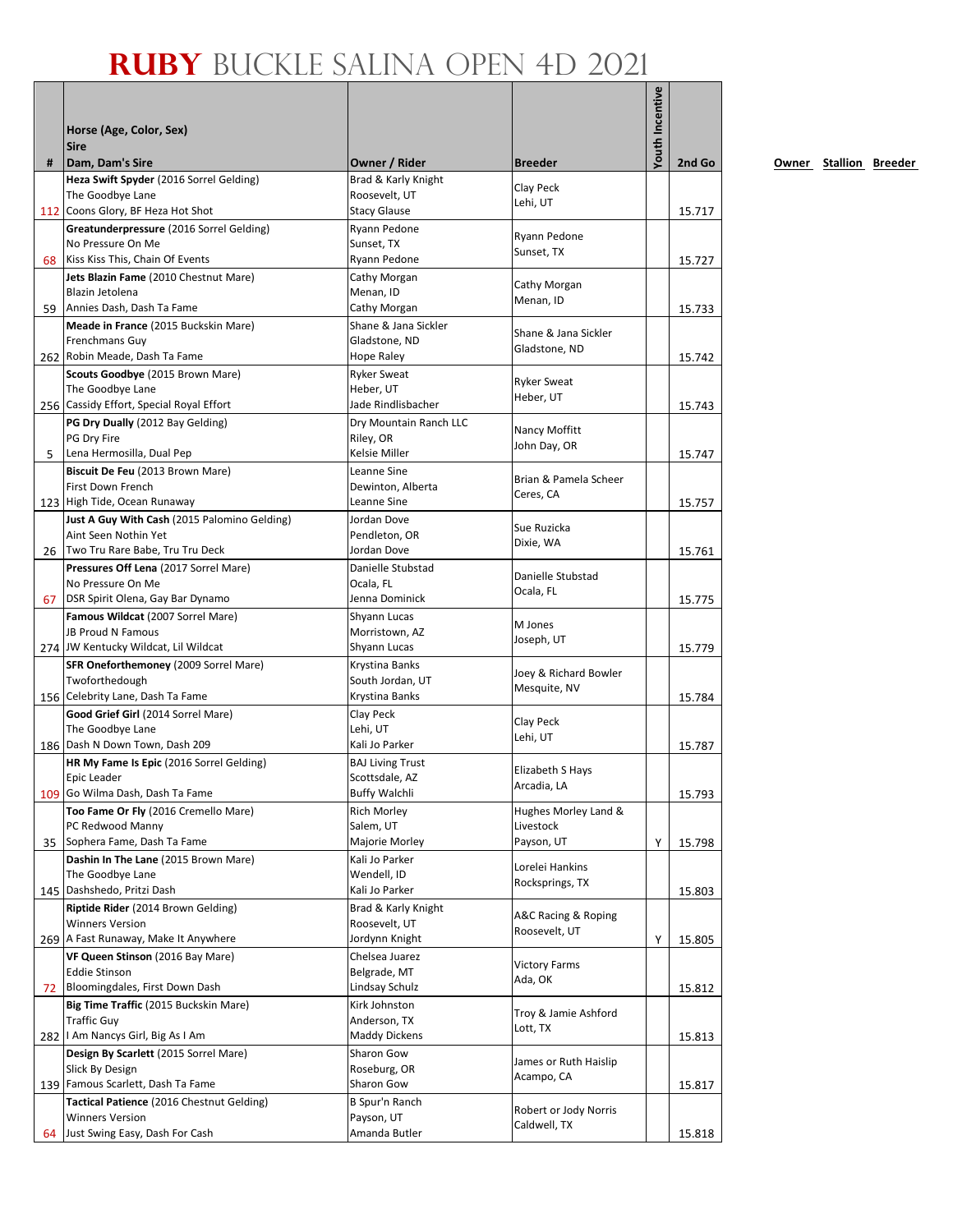# RUBY BUCKLE SALINA OPEN 4D 2021

| # | Horse (Age, Color, Sex)<br>Sire<br>Dam, Dam's Sire | Owner / Rider | Breeder | Youth Incentive | 2nd Go |
|---|---|---|---|---|---|
| 112 | **Heza Swift Spyder** (2016 Sorrel Gelding)<br>The Goodbye Lane<br>Coons Glory, BF Heza Hot Shot | Brad & Karly Knight<br>Roosevelt, UT<br>Stacy Glause | Clay Peck<br>Lehi, UT | | 15.717 |
| 68 | **Greatunderpressure** (2016 Sorrel Gelding)<br>No Pressure On Me<br>Kiss Kiss This, Chain Of Events | Ryann Pedone<br>Sunset, TX<br>Ryann Pedone | Ryann Pedone<br>Sunset, TX | | 15.727 |
| 59 | **Jets Blazin Fame** (2010 Chestnut Mare)<br>Blazin Jetolena<br>Annies Dash, Dash Ta Fame | Cathy Morgan<br>Menan, ID<br>Cathy Morgan | Cathy Morgan<br>Menan, ID | | 15.733 |
| 262 | **Meade in France** (2015 Buckskin Mare)<br>Frenchmans Guy<br>Robin Meade, Dash Ta Fame | Shane & Jana Sickler<br>Gladstone, ND<br>Hope Raley | Shane & Jana Sickler<br>Gladstone, ND | | 15.742 |
| 256 | **Scouts Goodbye** (2015 Brown Mare)<br>The Goodbye Lane<br>Cassidy Effort, Special Royal Effort | Ryker Sweat<br>Heber, UT<br>Jade Rindlisbacher | Ryker Sweat<br>Heber, UT | | 15.743 |
| 5 | **PG Dry Dually** (2012 Bay Gelding)<br>PG Dry Fire<br>Lena Hermosilla, Dual Pep | Dry Mountain Ranch LLC<br>Riley, OR<br>Kelsie Miller | Nancy Moffitt<br>John Day, OR | | 15.747 |
| 123 | **Biscuit De Feu** (2013 Brown Mare)<br>First Down French<br>High Tide, Ocean Runaway | Leanne Sine<br>Dewinton, Alberta<br>Leanne Sine | Brian & Pamela Scheer<br>Ceres, CA | | 15.757 |
| 26 | **Just A Guy With Cash** (2015 Palomino Gelding)<br>Aint Seen Nothin Yet<br>Two Tru Rare Babe, Tru Tru Deck | Jordan Dove<br>Pendleton, OR<br>Jordan Dove | Sue Ruzicka<br>Dixie, WA | | 15.761 |
| 67 | **Pressures Off Lena** (2017 Sorrel Mare)<br>No Pressure On Me<br>DSR Spirit Olena, Gay Bar Dynamo | Danielle Stubstad<br>Ocala, FL<br>Jenna Dominick | Danielle Stubstad<br>Ocala, FL | | 15.775 |
| 274 | **Famous Wildcat** (2007 Sorrel Mare)<br>JB Proud N Famous<br>JW Kentucky Wildcat, Lil Wildcat | Shyann Lucas<br>Morristown, AZ<br>Shyann Lucas | M Jones<br>Joseph, UT | | 15.779 |
| 156 | **SFR Oneforthemoney** (2009 Sorrel Mare)<br>Twoforthedough<br>Celebrity Lane, Dash Ta Fame | Krystina Banks<br>South Jordan, UT<br>Krystina Banks | Joey & Richard Bowler<br>Mesquite, NV | | 15.784 |
| 186 | **Good Grief Girl** (2014 Sorrel Mare)<br>The Goodbye Lane<br>Dash N Down Town, Dash 209 | Clay Peck<br>Lehi, UT<br>Kali Jo Parker | Clay Peck<br>Lehi, UT | | 15.787 |
| 109 | **HR My Fame Is Epic** (2016 Sorrel Gelding)<br>Epic Leader<br>Go Wilma Dash, Dash Ta Fame | BAJ Living Trust<br>Scottsdale, AZ<br>Buffy Walchli | Elizabeth S Hays<br>Arcadia, LA | | 15.793 |
| 35 | **Too Fame Or Fly** (2016 Cremello Mare)<br>PC Redwood Manny<br>Sophera Fame, Dash Ta Fame | Rich Morley<br>Salem, UT<br>Majorie Morley | Hughes Morley Land & Livestock<br>Payson, UT | Y | 15.798 |
| 145 | **Dashin In The Lane** (2015 Brown Mare)<br>The Goodbye Lane<br>Dashshedo, Pritzi Dash | Kali Jo Parker<br>Wendell, ID<br>Kali Jo Parker | Lorelei Hankins<br>Rocksprings, TX | | 15.803 |
| 269 | **Riptide Rider** (2014 Brown Gelding)<br>Winners Version<br>A Fast Runaway, Make It Anywhere | Brad & Karly Knight<br>Roosevelt, UT<br>Jordynn Knight | A&C Racing & Roping<br>Roosevelt, UT | Y | 15.805 |
| 72 | **VF Queen Stinson** (2016 Bay Mare)<br>Eddie Stinson<br>Bloomingdales, First Down Dash | Chelsea Juarez<br>Belgrade, MT<br>Lindsay Schulz | Victory Farms<br>Ada, OK | | 15.812 |
| 282 | **Big Time Traffic** (2015 Buckskin Mare)<br>Traffic Guy<br>I Am Nancys Girl, Big As I Am | Kirk Johnston<br>Anderson, TX<br>Maddy Dickens | Troy & Jamie Ashford<br>Lott, TX | | 15.813 |
| 139 | **Design By Scarlett** (2015 Sorrel Mare)<br>Slick By Design<br>Famous Scarlett, Dash Ta Fame | Sharon Gow<br>Roseburg, OR<br>Sharon Gow | James or Ruth Haislip<br>Acampo, CA | | 15.817 |
| 64 | **Tactical Patience** (2016 Chestnut Gelding)<br>Winners Version<br>Just Swing Easy, Dash For Cash | B Spur'n Ranch<br>Payson, UT<br>Amanda Butler | Robert or Jody Norris<br>Caldwell, TX | | 15.818 |

Owner Stallion Breeder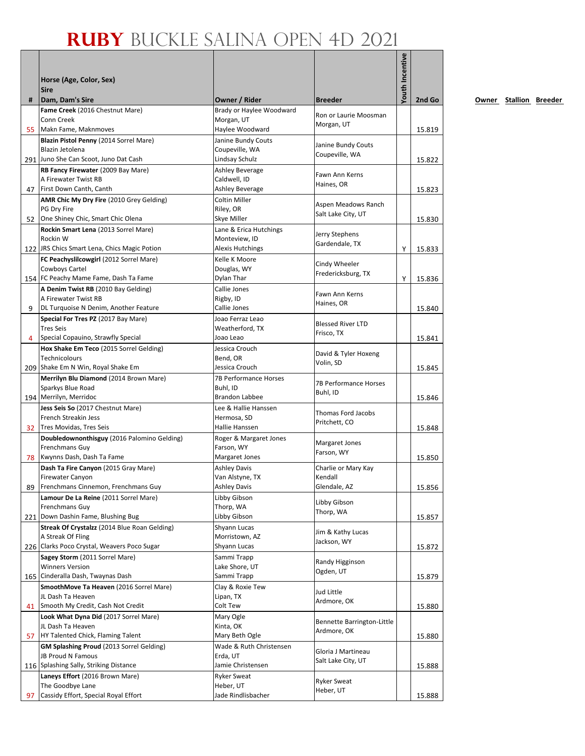# RUBY BUCKLE SALINA OPEN 4D 2021

| # | Horse (Age, Color, Sex)<br>Sire<br>Dam, Dam's Sire | Owner / Rider | Breeder | Youth Incentive | 2nd Go |
|---|---|---|---|---|---|
| 55 | **Fame Creek** (2016 Chestnut Mare)<br>Conn Creek<br>Makn Fame, Maknmoves | Brady or Haylee Woodward<br>Morgan, UT<br>Haylee Woodward | Ron or Laurie Moosman<br>Morgan, UT | | 15.819 |
| 291 | **Blazin Pistol Penny** (2014 Sorrel Mare)<br>Blazin Jetolena<br>Juno She Can Scoot, Juno Dat Cash | Janine Bundy Couts<br>Coupeville, WA<br>Lindsay Schulz | Janine Bundy Couts<br>Coupeville, WA | | 15.822 |
| 47 | **RB Fancy Firewater** (2009 Bay Mare)<br>A Firewater Twist RB<br>First Down Canth, Canth | Ashley Beverage<br>Caldwell, ID<br>Ashley Beverage | Fawn Ann Kerns<br>Haines, OR | | 15.823 |
| 52 | **AMR Chic My Dry Fire** (2010 Grey Gelding)<br>PG Dry Fire<br>One Shiney Chic, Smart Chic Olena | Coltin Miller<br>Riley, OR<br>Skye Miller | Aspen Meadows Ranch<br>Salt Lake City, UT | | 15.830 |
| 122 | **Rockin Smart Lena** (2013 Sorrel Mare)<br>Rockin W<br>JRS Chics Smart Lena, Chics Magic Potion | Lane & Erica Hutchings<br>Monteview, ID<br>Alexis Hutchings | Jerry Stephens<br>Gardendale, TX | Y | 15.833 |
| 154 | **FC Peachyslilcowgirl** (2012 Sorrel Mare)<br>Cowboys Cartel<br>FC Peachy Mame Fame, Dash Ta Fame | Kelle K Moore<br>Douglas, WY<br>Dylan Thar | Cindy Wheeler<br>Fredericksburg, TX | Y | 15.836 |
| 9 | **A Denim Twist RB** (2010 Bay Gelding)<br>A Firewater Twist RB<br>DL Turquoise N Denim, Another Feature | Callie Jones<br>Rigby, ID<br>Callie Jones | Fawn Ann Kerns<br>Haines, OR | | 15.840 |
| 4 | **Special For Tres PZ** (2017 Bay Mare)<br>Tres Seis<br>Special Copauino, Strawfly Special | Joao Ferraz Leao<br>Weatherford, TX<br>Joao Leao | Blessed River LTD<br>Frisco, TX | | 15.841 |
| 209 | **Hox Shake Em Teco** (2015 Sorrel Gelding)<br>Technicolours<br>Shake Em N Win, Royal Shake Em | Jessica Crouch<br>Bend, OR<br>Jessica Crouch | David & Tyler Hoxeng<br>Volin, SD | | 15.845 |
| 194 | **Merrilyn Blu Diamond** (2014 Brown Mare)<br>Sparkys Blue Road<br>Merrilyn, Merridoc | 7B Performance Horses<br>Buhl, ID<br>Brandon Labbee | 7B Performance Horses<br>Buhl, ID | | 15.846 |
| 32 | **Jess Seis So** (2017 Chestnut Mare)<br>French Streakin Jess<br>Tres Movidas, Tres Seis | Lee & Hallie Hanssen<br>Hermosa, SD<br>Hallie Hanssen | Thomas Ford Jacobs<br>Pritchett, CO | | 15.848 |
| 78 | **Doubledownonthisguy** (2016 Palomino Gelding)<br>Frenchmans Guy<br>Kwynns Dash, Dash Ta Fame | Roger & Margaret Jones<br>Farson, WY<br>Margaret Jones | Margaret Jones<br>Farson, WY | | 15.850 |
| 89 | **Dash Ta Fire Canyon** (2015 Gray Mare)<br>Firewater Canyon<br>Frenchmans Cinnemon, Frenchmans Guy | Ashley Davis<br>Van Alstyne, TX<br>Ashley Davis | Charlie or Mary Kay Kendall<br>Glendale, AZ | | 15.856 |
| 221 | **Lamour De La Reine** (2011 Sorrel Mare)<br>Frenchmans Guy<br>Down Dashin Fame, Blushing Bug | Libby Gibson<br>Thorp, WA<br>Libby Gibson | Libby Gibson<br>Thorp, WA | | 15.857 |
| 226 | **Streak Of Crystalzz** (2014 Blue Roan Gelding)<br>A Streak Of Fling<br>Clarks Poco Crystal, Weavers Poco Sugar | Shyann Lucas<br>Morristown, AZ<br>Shyann Lucas | Jim & Kathy Lucas<br>Jackson, WY | | 15.872 |
| 165 | **Sagey Storm** (2011 Sorrel Mare)<br>Winners Version<br>Cinderalla Dash, Twaynas Dash | Sammi Trapp<br>Lake Shore, UT<br>Sammi Trapp | Randy Higginson<br>Ogden, UT | | 15.879 |
| 41 | **SmoothMove Ta Heaven** (2016 Sorrel Mare)<br>JL Dash Ta Heaven<br>Smooth My Credit, Cash Not Credit | Clay & Roxie Tew<br>Lipan, TX<br>Colt Tew | Jud Little<br>Ardmore, OK | | 15.880 |
| 57 | **Look What Dyna Did** (2017 Sorrel Mare)<br>JL Dash Ta Heaven<br>HY Talented Chick, Flaming Talent | Mary Ogle<br>Kinta, OK<br>Mary Beth Ogle | Bennette Barrington-Little<br>Ardmore, OK | | 15.880 |
| 116 | **GM Splashing Proud** (2013 Sorrel Gelding)<br>JB Proud N Famous<br>Splashing Sally, Striking Distance | Wade & Ruth Christensen<br>Erda, UT<br>Jamie Christensen | Gloria J Martineau<br>Salt Lake City, UT | | 15.888 |
| 97 | **Laneys Effort** (2016 Brown Mare)<br>The Goodbye Lane<br>Cassidy Effort, Special Royal Effort | Ryker Sweat<br>Heber, UT<br>Jade Rindlisbacher | Ryker Sweat<br>Heber, UT | | 15.888 |

Owner Stallion Breeder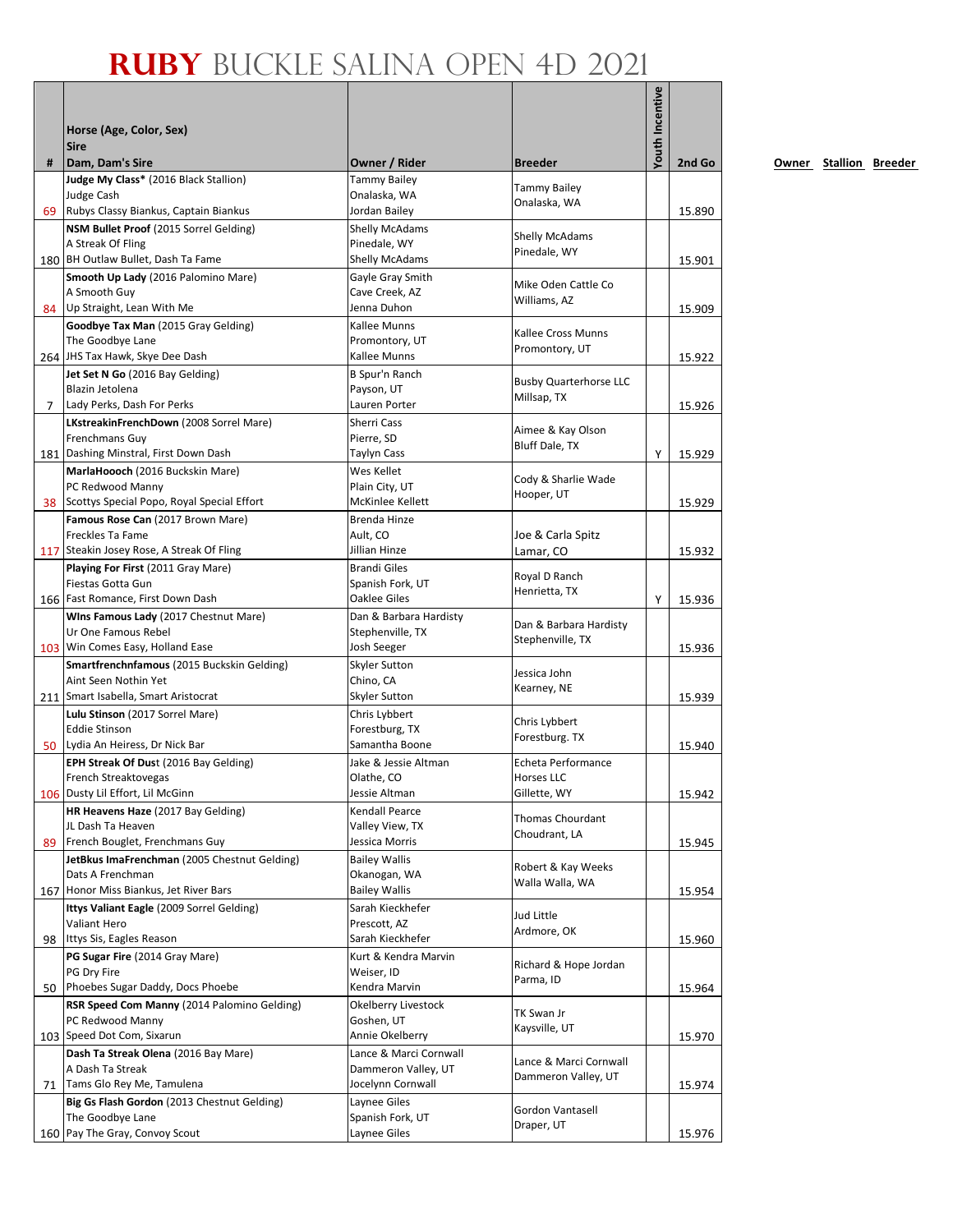# RUBY BUCKLE SALINA OPEN 4D 2021

| # | Horse (Age, Color, Sex)<br>Sire<br>Dam, Dam's Sire | Owner / Rider | Breeder | Youth Incentive | 2nd Go |
|---|---|---|---|---|---|
| 69 | **Judge My Class*** (2016 Black Stallion)<br>Judge Cash<br>Rubys Classy Biankus, Captain Biankus | Tammy Bailey<br>Onalaska, WA<br>Jordan Bailey | Tammy Bailey<br>Onalaska, WA | | 15.890 |
| 180 | **NSM Bullet Proof** (2015 Sorrel Gelding)<br>A Streak Of Fling<br>BH Outlaw Bullet, Dash Ta Fame | Shelly McAdams<br>Pinedale, WY<br>Shelly McAdams | Shelly McAdams<br>Pinedale, WY | | 15.901 |
| 84 | **Smooth Up Lady** (2016 Palomino Mare)<br>A Smooth Guy<br>Up Straight, Lean With Me | Gayle Gray Smith<br>Cave Creek, AZ<br>Jenna Duhon | Mike Oden Cattle Co<br>Williams, AZ | | 15.909 |
| 264 | **Goodbye Tax Man** (2015 Gray Gelding)<br>The Goodbye Lane<br>JHS Tax Hawk, Skye Dee Dash | Kallee Munns<br>Promontory, UT<br>Kallee Munns | Kallee Cross Munns<br>Promontory, UT | | 15.922 |
| 7 | **Jet Set N Go** (2016 Bay Gelding)<br>Blazin Jetolena<br>Lady Perks, Dash For Perks | B Spur'n Ranch<br>Payson, UT<br>Lauren Porter | Busby Quarterhorse LLC<br>Millsap, TX | | 15.926 |
| 181 | **LKstreakinFrenchDown** (2008 Sorrel Mare)<br>Frenchmans Guy<br>Dashing Minstral, First Down Dash | Sherri Cass<br>Pierre, SD<br>Taylyn Cass | Aimee & Kay Olson<br>Bluff Dale, TX | Y | 15.929 |
| 38 | **MarlaHoooch** (2016 Buckskin Mare)<br>PC Redwood Manny<br>Scottys Special Popo, Royal Special Effort | Wes Kellet<br>Plain City, UT<br>McKinlee Kellett | Cody & Sharlie Wade<br>Hooper, UT | | 15.929 |
| 117 | **Famous Rose Can** (2017 Brown Mare)<br>Freckles Ta Fame<br>Steakin Josey Rose, A Streak Of Fling | Brenda Hinze<br>Ault, CO<br>Jillian Hinze | Joe & Carla Spitz<br>Lamar, CO | | 15.932 |
| 166 | **Playing For First** (2011 Gray Mare)<br>Fiestas Gotta Gun<br>Fast Romance, First Down Dash | Brandi Giles<br>Spanish Fork, UT<br>Oaklee Giles | Royal D Ranch<br>Henrietta, TX | Y | 15.936 |
| 103 | **WIns Famous Lady** (2017 Chestnut Mare)<br>Ur One Famous Rebel<br>Win Comes Easy, Holland Ease | Dan & Barbara Hardisty<br>Stephenville, TX<br>Josh Seeger | Dan & Barbara Hardisty<br>Stephenville, TX | | 15.936 |
| 211 | **Smartfrenchnfamous** (2015 Buckskin Gelding)<br>Aint Seen Nothin Yet<br>Smart Isabella, Smart Aristocrat | Skyler Sutton<br>Chino, CA<br>Skyler Sutton | Jessica John<br>Kearney, NE | | 15.939 |
| 50 | **Lulu Stinson** (2017 Sorrel Mare)<br>Eddie Stinson<br>Lydia An Heiress, Dr Nick Bar | Chris Lybbert<br>Forestburg, TX<br>Samantha Boone | Chris Lybbert<br>Forestburg. TX | | 15.940 |
| 106 | **EPH Streak Of Dust** (2016 Bay Gelding)<br>French Streaktovegas<br>Dusty Lil Effort, Lil McGinn | Jake & Jessie Altman<br>Olathe, CO<br>Jessie Altman | Echeta Performance Horses LLC<br>Gillette, WY | | 15.942 |
| 89 | **HR Heavens Haze** (2017 Bay Gelding)<br>JL Dash Ta Heaven<br>French Bouglet, Frenchmans Guy | Kendall Pearce<br>Valley View, TX<br>Jessica Morris | Thomas Chourdant<br>Choudrant, LA | | 15.945 |
| 167 | **JetBkus ImaFrenchman** (2005 Chestnut Gelding)<br>Dats A Frenchman<br>Honor Miss Biankus, Jet River Bars | Bailey Wallis<br>Okanogan, WA<br>Bailey Wallis | Robert & Kay Weeks<br>Walla Walla, WA | | 15.954 |
| 98 | **Ittys Valiant Eagle** (2009 Sorrel Gelding)<br>Valiant Hero<br>Ittys Sis, Eagles Reason | Sarah Kieckhefer<br>Prescott, AZ<br>Sarah Kieckhefer | Jud Little<br>Ardmore, OK | | 15.960 |
| 50 | **PG Sugar Fire** (2014 Gray Mare)<br>PG Dry Fire<br>Phoebes Sugar Daddy, Docs Phoebe | Kurt & Kendra Marvin<br>Weiser, ID<br>Kendra Marvin | Richard & Hope Jordan<br>Parma, ID | | 15.964 |
| 103 | **RSR Speed Com Manny** (2014 Palomino Gelding)<br>PC Redwood Manny<br>Speed Dot Com, Sixarun | Okelberry Livestock<br>Goshen, UT<br>Annie Okelberry | TK Swan Jr<br>Kaysville, UT | | 15.970 |
| 71 | **Dash Ta Streak Olena** (2016 Bay Mare)<br>A Dash Ta Streak<br>Tams Glo Rey Me, Tamulena | Lance & Marci Cornwall<br>Dammeron Valley, UT<br>Jocelynn Cornwall | Lance & Marci Cornwall<br>Dammeron Valley, UT | | 15.974 |
| 160 | **Big Gs Flash Gordon** (2013 Chestnut Gelding)<br>The Goodbye Lane<br>Pay The Gray, Convoy Scout | Laynee Giles<br>Spanish Fork, UT<br>Laynee Giles | Gordon Vantasell<br>Draper, UT | | 15.976 |

Owner Stallion Breeder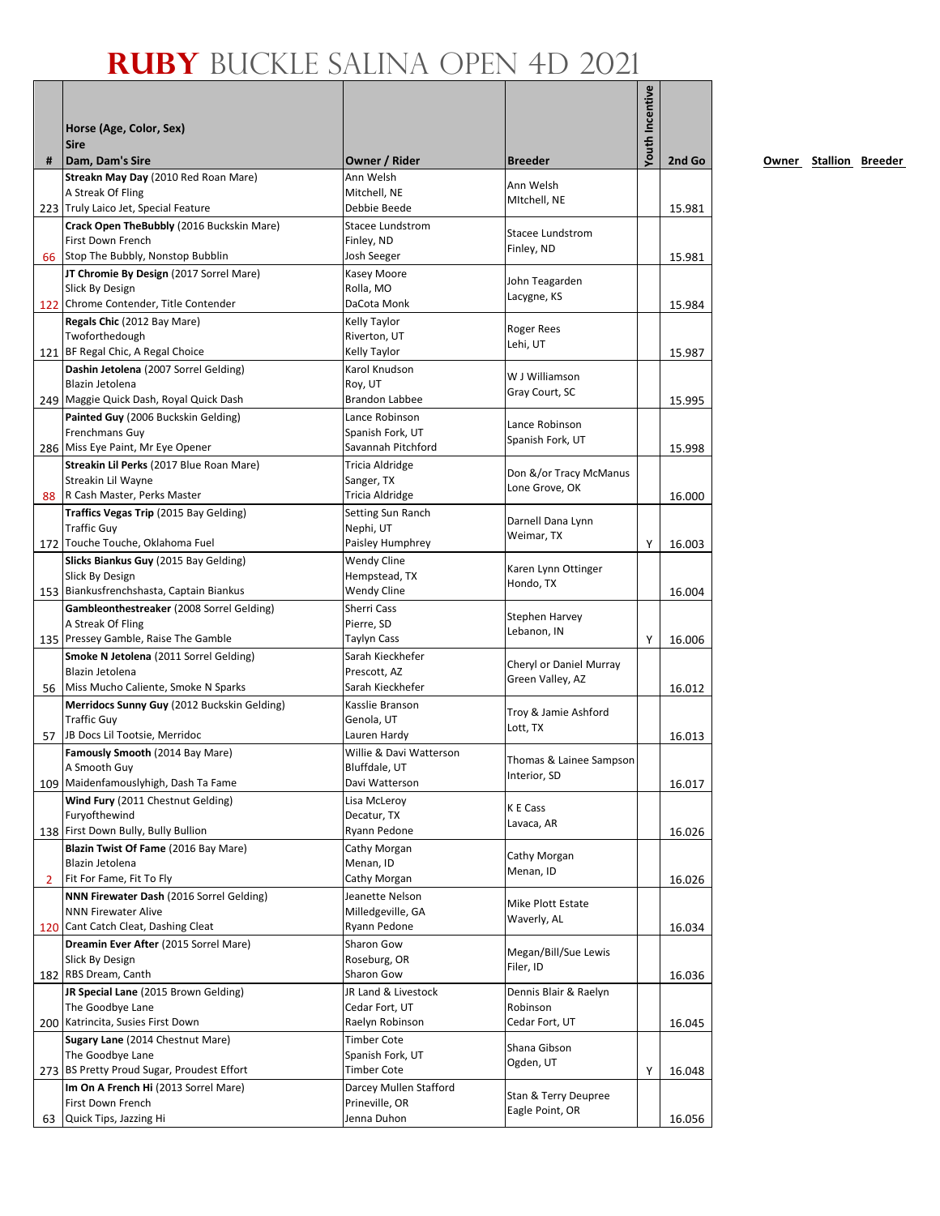# RUBY BUCKLE SALINA OPEN 4D 2021

| # | Horse (Age, Color, Sex)<br>Sire<br>Dam, Dam's Sire | Owner / Rider | Breeder | Youth Incentive | 2nd Go |
|---|---|---|---|---|---|
| 223 | **Streakn May Day** (2010 Red Roan Mare)<br>A Streak Of Fling<br>Truly Laico Jet, Special Feature | Ann Welsh<br>Mitchell, NE<br>Debbie Beede | Ann Welsh<br>MItchell, NE | | 15.981 |
| 66 | **Crack Open TheBubbly** (2016 Buckskin Mare)<br>First Down French<br>Stop The Bubbly, Nonstop Bubblin | Stacee Lundstrom<br>Finley, ND<br>Josh Seeger | Stacee Lundstrom<br>Finley, ND | | 15.981 |
| 122 | **JT Chromie By Design** (2017 Sorrel Mare)<br>Slick By Design<br>Chrome Contender, Title Contender | Kasey Moore<br>Rolla, MO<br>DaCota Monk | John Teagarden<br>Lacygne, KS | | 15.984 |
| 121 | **Regals Chic** (2012 Bay Mare)<br>Twoforthedough<br>BF Regal Chic, A Regal Choice | Kelly Taylor<br>Riverton, UT<br>Kelly Taylor | Roger Rees<br>Lehi, UT | | 15.987 |
| 249 | **Dashin Jetolena** (2007 Sorrel Gelding)<br>Blazin Jetolena<br>Maggie Quick Dash, Royal Quick Dash | Karol Knudson<br>Roy, UT<br>Brandon Labbee | W J Williamson<br>Gray Court, SC | | 15.995 |
| 286 | **Painted Guy** (2006 Buckskin Gelding)<br>Frenchmans Guy<br>Miss Eye Paint, Mr Eye Opener | Lance Robinson<br>Spanish Fork, UT<br>Savannah Pitchford | Lance Robinson<br>Spanish Fork, UT | | 15.998 |
| 88 | **Streakin Lil Perks** (2017 Blue Roan Mare)<br>Streakin Lil Wayne<br>R Cash Master, Perks Master | Tricia Aldridge<br>Sanger, TX<br>Tricia Aldridge | Don &/or Tracy McManus<br>Lone Grove, OK | | 16.000 |
| 172 | **Traffics Vegas Trip** (2015 Bay Gelding)<br>Traffic Guy<br>Touche Touche, Oklahoma Fuel | Setting Sun Ranch<br>Nephi, UT<br>Paisley Humphrey | Darnell Dana Lynn<br>Weimar, TX | Y | 16.003 |
| 153 | **Slicks Biankus Guy** (2015 Bay Gelding)<br>Slick By Design<br>Biankusfrenchshasta, Captain Biankus | Wendy Cline<br>Hempstead, TX<br>Wendy Cline | Karen Lynn Ottinger<br>Hondo, TX | | 16.004 |
| 135 | **Gambleonthestreaker** (2008 Sorrel Gelding)<br>A Streak Of Fling<br>Pressey Gamble, Raise The Gamble | Sherri Cass<br>Pierre, SD<br>Taylyn Cass | Stephen Harvey<br>Lebanon, IN | Y | 16.006 |
| 56 | **Smoke N Jetolena** (2011 Sorrel Gelding)<br>Blazin Jetolena<br>Miss Mucho Caliente, Smoke N Sparks | Sarah Kieckhefer<br>Prescott, AZ<br>Sarah Kieckhefer | Cheryl or Daniel Murray<br>Green Valley, AZ | | 16.012 |
| 57 | **Merridocs Sunny Guy** (2012 Buckskin Gelding)<br>Traffic Guy<br>JB Docs Lil Tootsie, Merridoc | Kasslie Branson<br>Genola, UT<br>Lauren Hardy | Troy & Jamie Ashford<br>Lott, TX | | 16.013 |
| 109 | **Famously Smooth** (2014 Bay Mare)<br>A Smooth Guy<br>Maidenfamouslyhigh, Dash Ta Fame | Willie & Davi Watterson<br>Bluffdale, UT<br>Davi Watterson | Thomas & Lainee Sampson<br>Interior, SD | | 16.017 |
| 138 | **Wind Fury** (2011 Chestnut Gelding)<br>Furyofthewind<br>First Down Bully, Bully Bullion | Lisa McLeroy<br>Decatur, TX<br>Ryann Pedone | K E Cass<br>Lavaca, AR | | 16.026 |
| 2 | **Blazin Twist Of Fame** (2016 Bay Mare)<br>Blazin Jetolena<br>Fit For Fame, Fit To Fly | Cathy Morgan<br>Menan, ID<br>Cathy Morgan | Cathy Morgan<br>Menan, ID | | 16.026 |
| 120 | **NNN Firewater Dash** (2016 Sorrel Gelding)<br>NNN Firewater Alive<br>Cant Catch Cleat, Dashing Cleat | Jeanette Nelson<br>Milledgeville, GA<br>Ryann Pedone | Mike Plott Estate<br>Waverly, AL | | 16.034 |
| 182 | **Dreamin Ever After** (2015 Sorrel Mare)<br>Slick By Design<br>RBS Dream, Canth | Sharon Gow<br>Roseburg, OR<br>Sharon Gow | Megan/Bill/Sue Lewis<br>Filer, ID | | 16.036 |
| 200 | **JR Special Lane** (2015 Brown Gelding)<br>The Goodbye Lane<br>Katrincita, Susies First Down | JR Land & Livestock<br>Cedar Fort, UT<br>Raelyn Robinson | Dennis Blair & Raelyn Robinson<br>Cedar Fort, UT | | 16.045 |
| 273 | **Sugary Lane** (2014 Chestnut Mare)<br>The Goodbye Lane<br>BS Pretty Proud Sugar, Proudest Effort | Timber Cote<br>Spanish Fork, UT<br>Timber Cote | Shana Gibson<br>Ogden, UT | Y | 16.048 |
| 63 | **Im On A French Hi** (2013 Sorrel Mare)<br>First Down French<br>Quick Tips, Jazzing Hi | Darcey Mullen Stafford<br>Prineville, OR<br>Jenna Duhon | Stan & Terry Deupree<br>Eagle Point, OR | | 16.056 |

Owner Stallion Breeder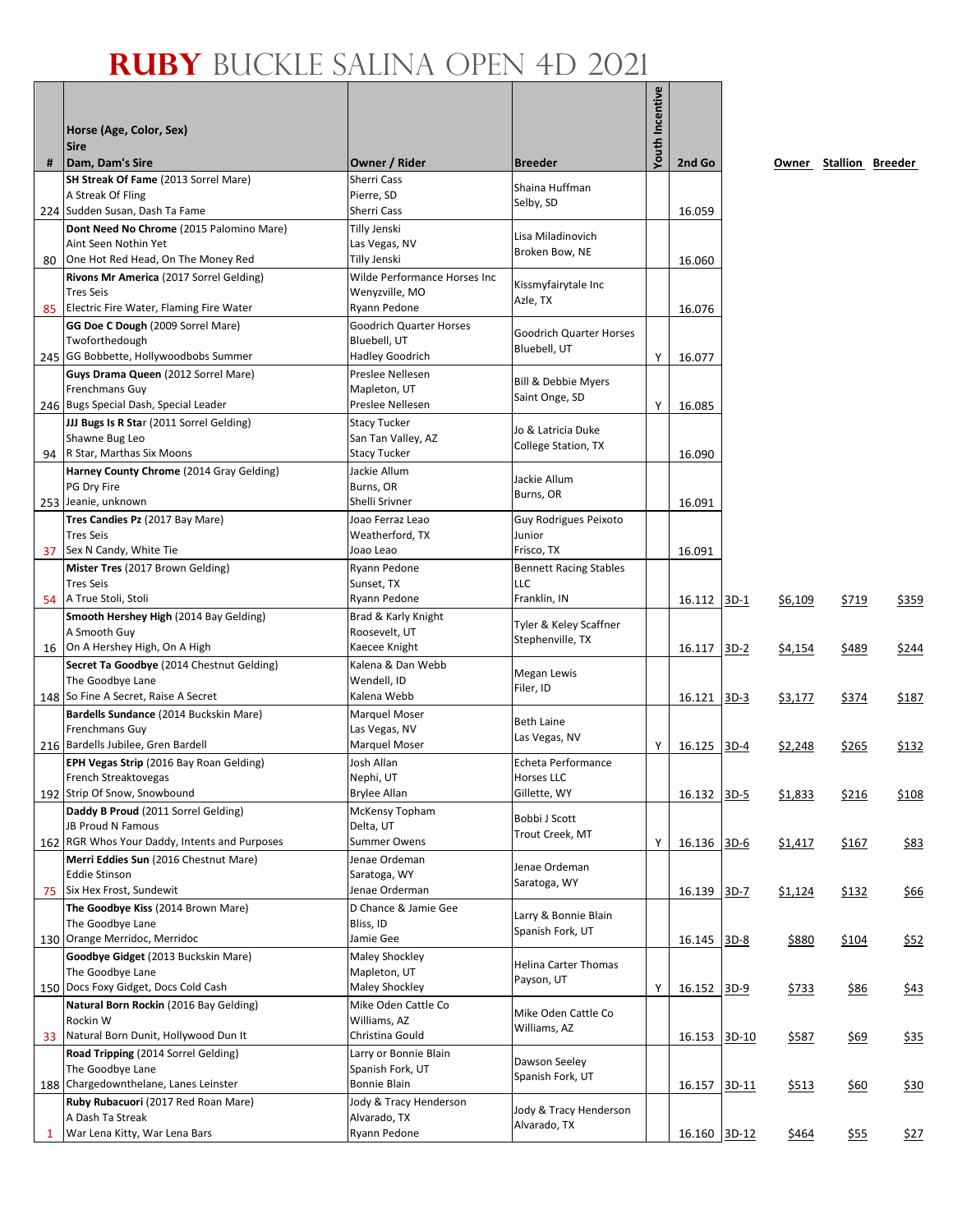# Ruby Buckle Salina Open 4D 2021

| # | Horse (Age, Color, Sex)<br>Sire<br>Dam, Dam's Sire | Owner / Rider | Breeder | Youth Incentive | 2nd Go | | Owner | Stallion | Breeder |
|---|---|---|---|---|---|---|---|---|---|
| 224 | **SH Streak Of Fame** (2013 Sorrel Mare)<br>A Streak Of Fling<br>Sudden Susan, Dash Ta Fame | Sherri Cass<br>Pierre, SD<br>Sherri Cass | Shaina Huffman<br>Selby, SD | | 16.059 | | | | |
| 80 | **Dont Need No Chrome** (2015 Palomino Mare)<br>Aint Seen Nothin Yet<br>One Hot Red Head, On The Money Red | Tilly Jenski<br>Las Vegas, NV<br>Tilly Jenski | Lisa Miladinovich<br>Broken Bow, NE | | 16.060 | | | | |
| 85 | **Rivons Mr America** (2017 Sorrel Gelding)<br>Tres Seis<br>Electric Fire Water, Flaming Fire Water | Wilde Performance Horses Inc<br>Wenyzville, MO<br>Ryann Pedone | Kissmyfairytale Inc<br>Azle, TX | | 16.076 | | | | |
| 245 | **GG Doe C Dough** (2009 Sorrel Mare)<br>Twoforthedough<br>GG Bobbette, Hollywoodbobs Summer | Goodrich Quarter Horses<br>Bluebell, UT<br>Hadley Goodrich | Goodrich Quarter Horses<br>Bluebell, UT | Y | 16.077 | | | | |
| 246 | **Guys Drama Queen** (2012 Sorrel Mare)<br>Frenchmans Guy<br>Bugs Special Dash, Special Leader | Preslee Nellesen<br>Mapleton, UT<br>Preslee Nellesen | Bill & Debbie Myers<br>Saint Onge, SD | Y | 16.085 | | | | |
| 94 | **JJJ Bugs Is R Star** (2011 Sorrel Gelding)<br>Shawne Bug Leo<br>R Star, Marthas Six Moons | Stacy Tucker<br>San Tan Valley, AZ<br>Stacy Tucker | Jo & Latricia Duke<br>College Station, TX | | 16.090 | | | | |
| 253 | **Harney County Chrome** (2014 Gray Gelding)<br>PG Dry Fire<br>Jeanie, unknown | Jackie Allum<br>Burns, OR<br>Shelli Srivner | Jackie Allum<br>Burns, OR | | 16.091 | | | | |
| 37 | **Tres Candies Pz** (2017 Bay Mare)<br>Tres Seis<br>Sex N Candy, White Tie | Joao Ferraz Leao<br>Weatherford, TX<br>Joao Leao | Guy Rodrigues Peixoto Junior<br>Frisco, TX | | 16.091 | | | | |
| 54 | **Mister Tres** (2017 Brown Gelding)<br>Tres Seis<br>A True Stoli, Stoli | Ryann Pedone<br>Sunset, TX<br>Ryann Pedone | Bennett Racing Stables LLC<br>Franklin, IN | | 16.112 | 3D-1 | $6,109 | $719 | $359 |
| 16 | **Smooth Hershey High** (2014 Bay Gelding)<br>A Smooth Guy<br>On A Hershey High, On A High | Brad & Karly Knight<br>Roosevelt, UT<br>Kaecee Knight | Tyler & Keley Scaffner<br>Stephenville, TX | | 16.117 | 3D-2 | $4,154 | $489 | $244 |
| 148 | **Secret Ta Goodbye** (2014 Chestnut Gelding)<br>The Goodbye Lane<br>So Fine A Secret, Raise A Secret | Kalena & Dan Webb<br>Wendell, ID<br>Kalena Webb | Megan Lewis<br>Filer, ID | | 16.121 | 3D-3 | $3,177 | $374 | $187 |
| 216 | **Bardells Sundance** (2014 Buckskin Mare)<br>Frenchmans Guy<br>Bardells Jubilee, Gren Bardell | Marquel Moser<br>Las Vegas, NV<br>Marquel Moser | Beth Laine<br>Las Vegas, NV | Y | 16.125 | 3D-4 | $2,248 | $265 | $132 |
| 192 | **EPH Vegas Strip** (2016 Bay Roan Gelding)<br>French Streaktovegas<br>Strip Of Snow, Snowbound | Josh Allan<br>Nephi, UT<br>Brylee Allan | Echeta Performance Horses LLC<br>Gillette, WY | | 16.132 | 3D-5 | $1,833 | $216 | $108 |
| 162 | **Daddy B Proud** (2011 Sorrel Gelding)<br>JB Proud N Famous<br>RGR Whos Your Daddy, Intents and Purposes | McKensy Topham<br>Delta, UT<br>Summer Owens | Bobbi J Scott<br>Trout Creek, MT | Y | 16.136 | 3D-6 | $1,417 | $167 | $83 |
| 75 | **Merri Eddies Sun** (2016 Chestnut Mare)<br>Eddie Stinson<br>Six Hex Frost, Sundewit | Jenae Ordeman<br>Saratoga, WY<br>Jenae Ordeman | Jenae Ordeman<br>Saratoga, WY | | 16.139 | 3D-7 | $1,124 | $132 | $66 |
| 130 | **The Goodbye Kiss** (2014 Brown Mare)<br>The Goodbye Lane<br>Orange Merridoc, Merridoc | D Chance & Jamie Gee<br>Bliss, ID<br>Jamie Gee | Larry & Bonnie Blain<br>Spanish Fork, UT | | 16.145 | 3D-8 | $880 | $104 | $52 |
| 150 | **Goodbye Gidget** (2013 Buckskin Mare)<br>The Goodbye Lane<br>Docs Foxy Gidget, Docs Cold Cash | Maley Shockley<br>Mapleton, UT<br>Maley Shockley | Helina Carter Thomas<br>Payson, UT | Y | 16.152 | 3D-9 | $733 | $86 | $43 |
| 33 | **Natural Born Rockin** (2016 Bay Gelding)<br>Rockin W<br>Natural Born Dunit, Hollywood Dun It | Mike Oden Cattle Co<br>Williams, AZ<br>Christina Gould | Mike Oden Cattle Co<br>Williams, AZ | | 16.153 | 3D-10 | $587 | $69 | $35 |
| 188 | **Road Tripping** (2014 Sorrel Gelding)<br>The Goodbye Lane<br>Chargedownthelane, Lanes Leinster | Larry or Bonnie Blain<br>Spanish Fork, UT<br>Bonnie Blain | Dawson Seeley<br>Spanish Fork, UT | | 16.157 | 3D-11 | $513 | $60 | $30 |
| 1 | **Ruby Rubacuori** (2017 Red Roan Mare)<br>A Dash Ta Streak<br>War Lena Kitty, War Lena Bars | Jody & Tracy Henderson<br>Alvarado, TX<br>Ryann Pedone | Jody & Tracy Henderson<br>Alvarado, TX | | 16.160 | 3D-12 | $464 | $55 | $27 |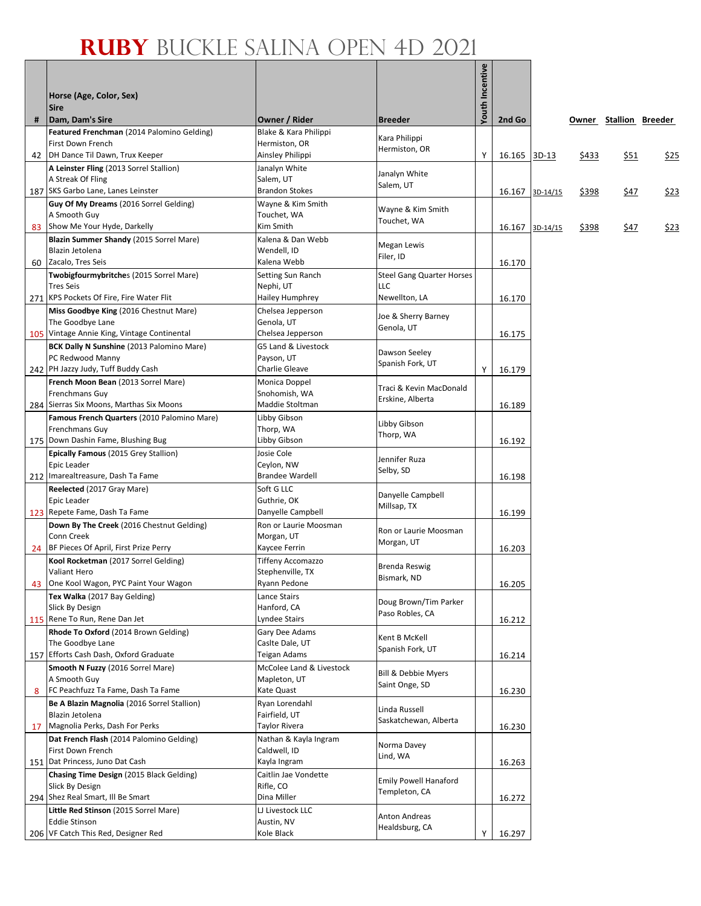# RUBY BUCKLE SALINA OPEN 4D 2021

| # | Horse (Age, Color, Sex)<br>Sire<br>Dam, Dam's Sire | Owner / Rider | Breeder | Youth Incentive | 2nd Go | | Owner | Stallion | Breeder |
|---|---|---|---|---|---|---|---|---|---|
| 42 | **Featured Frenchman** (2014 Palomino Gelding)<br>First Down French<br>DH Dance Til Dawn, Trux Keeper | Blake & Kara Philippi<br>Hermiston, OR<br>Ainsley Philippi | Kara Philippi<br>Hermiston, OR | Y | 16.165 | 3D-13 | $433 | $51 | $25 |
| 187 | **A Leinster Fling** (2013 Sorrel Stallion)<br>A Streak Of Fling<br>SKS Garbo Lane, Lanes Leinster | Janalyn White<br>Salem, UT<br>Brandon Stokes | Janalyn White<br>Salem, UT | | 16.167 | 3D-14/15 | $398 | $47 | $23 |
| 83 | **Guy Of My Dreams** (2016 Sorrel Gelding)<br>A Smooth Guy<br>Show Me Your Hyde, Darkelly | Wayne & Kim Smith<br>Touchet, WA<br>Kim Smith | Wayne & Kim Smith<br>Touchet, WA | | 16.167 | 3D-14/15 | $398 | $47 | $23 |
| 60 | **Blazin Summer Shandy** (2015 Sorrel Mare)<br>Blazin Jetolena<br>Zacalo, Tres Seis | Kalena & Dan Webb<br>Wendell, ID<br>Kalena Webb | Megan Lewis<br>Filer, ID | | 16.170 | | | | |
| 271 | **Twobigfourmybritches** (2015 Sorrel Mare)<br>Tres Seis<br>KPS Pockets Of Fire, Fire Water Flit | Setting Sun Ranch<br>Nephi, UT<br>Hailey Humphrey | Steel Gang Quarter Horses LLC<br>Newellton, LA | | 16.170 | | | | |
| 105 | **Miss Goodbye King** (2016 Chestnut Mare)<br>The Goodbye Lane<br>Vintage Annie King, Vintage Continental | Chelsea Jepperson<br>Genola, UT<br>Chelsea Jepperson | Joe & Sherry Barney<br>Genola, UT | | 16.175 | | | | |
| 242 | **BCK Dally N Sunshine** (2013 Palomino Mare)<br>PC Redwood Manny<br>PH Jazzy Judy, Tuff Buddy Cash | G5 Land & Livestock<br>Payson, UT<br>Charlie Gleave | Dawson Seeley<br>Spanish Fork, UT | Y | 16.179 | | | | |
| 284 | **French Moon Bean** (2013 Sorrel Mare)<br>Frenchmans Guy<br>Sierras Six Moons, Marthas Six Moons | Monica Doppel<br>Snohomish, WA<br>Maddie Stoltman | Traci & Kevin MacDonald<br>Erskine, Alberta | | 16.189 | | | | |
| 175 | **Famous French Quarters** (2010 Palomino Mare)<br>Frenchmans Guy<br>Down Dashin Fame, Blushing Bug | Libby Gibson<br>Thorp, WA<br>Libby Gibson | Libby Gibson<br>Thorp, WA | | 16.192 | | | | |
| 212 | **Epically Famous** (2015 Grey Stallion)<br>Epic Leader<br>Imarealtreasure, Dash Ta Fame | Josie Cole<br>Ceylon, NW<br>Brandee Wardell | Jennifer Ruza<br>Selby, SD | | 16.198 | | | | |
| 123 | **Reelected** (2017 Gray Mare)<br>Epic Leader<br>Repete Fame, Dash Ta Fame | Soft G LLC<br>Guthrie, OK<br>Danyelle Campbell | Danyelle Campbell<br>Millsap, TX | | 16.199 | | | | |
| 24 | **Down By The Creek** (2016 Chestnut Gelding)<br>Conn Creek<br>BF Pieces Of April, First Prize Perry | Ron or Laurie Moosman<br>Morgan, UT<br>Kaycee Ferrin | Ron or Laurie Moosman<br>Morgan, UT | | 16.203 | | | | |
| 43 | **Kool Rocketman** (2017 Sorrel Gelding)<br>Valiant Hero<br>One Kool Wagon, PYC Paint Your Wagon | Tiffeny Accomazzo<br>Stephenville, TX<br>Ryann Pedone | Brenda Reswig<br>Bismark, ND | | 16.205 | | | | |
| 115 | **Tex Walka** (2017 Bay Gelding)<br>Slick By Design<br>Rene To Run, Rene Dan Jet | Lance Stairs<br>Hanford, CA<br>Lyndee Stairs | Doug Brown/Tim Parker<br>Paso Robles, CA | | 16.212 | | | | |
| 157 | **Rhode To Oxford** (2014 Brown Gelding)<br>The Goodbye Lane<br>Efforts Cash Dash, Oxford Graduate | Gary Dee Adams<br>Caslte Dale, UT<br>Teigan Adams | Kent B McKell<br>Spanish Fork, UT | | 16.214 | | | | |
| 8 | **Smooth N Fuzzy** (2016 Sorrel Mare)<br>A Smooth Guy<br>FC Peachfuzz Ta Fame, Dash Ta Fame | McColee Land & Livestock<br>Mapleton, UT<br>Kate Quast | Bill & Debbie Myers<br>Saint Onge, SD | | 16.230 | | | | |
| 17 | **Be A Blazin Magnolia** (2016 Sorrel Stallion)<br>Blazin Jetolena<br>Magnolia Perks, Dash For Perks | Ryan Lorendahl<br>Fairfield, UT<br>Taylor Rivera | Linda Russell<br>Saskatchewan, Alberta | | 16.230 | | | | |
| 151 | **Dat French Flash** (2014 Palomino Gelding)<br>First Down French<br>Dat Princess, Juno Dat Cash | Nathan & Kayla Ingram<br>Caldwell, ID<br>Kayla Ingram | Norma Davey<br>Lind, WA | | 16.263 | | | | |
| 294 | **Chasing Time Design** (2015 Black Gelding)<br>Slick By Design<br>Shez Real Smart, Ill Be Smart | Caitlin Jae Vondette<br>Rifle, CO<br>Dina Miller | Emily Powell Hanaford<br>Templeton, CA | | 16.272 | | | | |
| 206 | **Little Red Stinson** (2015 Sorrel Mare)<br>Eddie Stinson<br>VF Catch This Red, Designer Red | LJ Livestock LLC<br>Austin, NV<br>Kole Black | Anton Andreas<br>Healdsburg, CA | Y | 16.297 | | | | |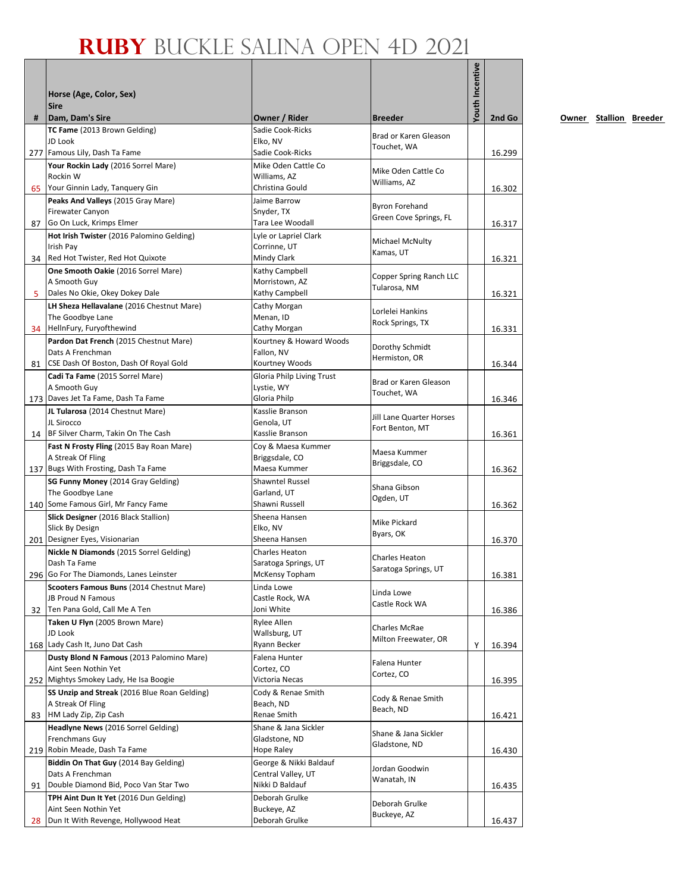# RUBY BUCKLE SALINA OPEN 4D 2021

| # | Horse (Age, Color, Sex) Sire Dam, Dam's Sire | Owner / Rider | Breeder | Youth Incentive | 2nd Go |
|---|---|---|---|---|---|
| 277 | **TC Fame** (2013 Brown Gelding) JD Look Famous Lily, Dash Ta Fame | Sadie Cook-Ricks Elko, NV Sadie Cook-Ricks | Brad or Karen Gleason Touchet, WA | | 16.299 |
| 65 | **Your Rockin Lady** (2016 Sorrel Mare) Rockin W Your Ginnin Lady, Tanquery Gin | Mike Oden Cattle Co Williams, AZ Christina Gould | Mike Oden Cattle Co Williams, AZ | | 16.302 |
| 87 | **Peaks And Valleys** (2015 Gray Mare) Firewater Canyon Go On Luck, Krimps Elmer | Jaime Barrow Snyder, TX Tara Lee Woodall | Byron Forehand Green Cove Springs, FL | | 16.317 |
| 34 | **Hot Irish Twister** (2016 Palomino Gelding) Irish Pay Red Hot Twister, Red Hot Quixote | Lyle or Lapriel Clark Corrinne, UT Mindy Clark | Michael McNulty Kamas, UT | | 16.321 |
| 5 | **One Smooth Oakie** (2016 Sorrel Mare) A Smooth Guy Dales No Okie, Okey Dokey Dale | Kathy Campbell Morristown, AZ Kathy Campbell | Copper Spring Ranch LLC Tularosa, NM | | 16.321 |
| 34 | **LH Sheza Hellavalane** (2016 Chestnut Mare) The Goodbye Lane HellnFury, Furyofthewind | Cathy Morgan Menan, ID Cathy Morgan | Lorlelei Hankins Rock Springs, TX | | 16.331 |
| 81 | **Pardon Dat French** (2015 Chestnut Mare) Dats A Frenchman CSE Dash Of Boston, Dash Of Royal Gold | Kourtney & Howard Woods Fallon, NV Kourtney Woods | Dorothy Schmidt Hermiston, OR | | 16.344 |
| 173 | **Cadi Ta Fame** (2015 Sorrel Mare) A Smooth Guy Daves Jet Ta Fame, Dash Ta Fame | Gloria Philp Living Trust Lystie, WY Gloria Philp | Brad or Karen Gleason Touchet, WA | | 16.346 |
| 14 | **JL Tularosa** (2014 Chestnut Mare) JL Sirocco BF Silver Charm, Takin On The Cash | Kasslie Branson Genola, UT Kasslie Branson | Jill Lane Quarter Horses Fort Benton, MT | | 16.361 |
| 137 | **Fast N Frosty Fling** (2015 Bay Roan Mare) A Streak Of Fling Bugs With Frosting, Dash Ta Fame | Coy & Maesa Kummer Briggsdale, CO Maesa Kummer | Maesa Kummer Briggsdale, CO | | 16.362 |
| 140 | **SG Funny Money** (2014 Gray Gelding) The Goodbye Lane Some Famous Girl, Mr Fancy Fame | Shawntel Russel Garland, UT Shawni Russell | Shana Gibson Ogden, UT | | 16.362 |
| 201 | **Slick Designer** (2016 Black Stallion) Slick By Design Designer Eyes, Visionarian | Sheena Hansen Elko, NV Sheena Hansen | Mike Pickard Byars, OK | | 16.370 |
| 296 | **Nickle N Diamonds** (2015 Sorrel Gelding) Dash Ta Fame Go For The Diamonds, Lanes Leinster | Charles Heaton Saratoga Springs, UT McKensy Topham | Charles Heaton Saratoga Springs, UT | | 16.381 |
| 32 | **Scooters Famous Buns** (2014 Chestnut Mare) JB Proud N Famous Ten Pana Gold, Call Me A Ten | Linda Lowe Castle Rock, WA Joni White | Linda Lowe Castle Rock WA | | 16.386 |
| 168 | **Taken U Flyn** (2005 Brown Mare) JD Look Lady Cash It, Juno Dat Cash | Rylee Allen Wallsburg, UT Ryann Becker | Charles McRae Milton Freewater, OR | Y | 16.394 |
| 252 | **Dusty Blond N Famous** (2013 Palomino Mare) Aint Seen Nothin Yet Mightys Smokey Lady, He Isa Boogie | Falena Hunter Cortez, CO Victoria Necas | Falena Hunter Cortez, CO | | 16.395 |
| 83 | **SS Unzip and Streak** (2016 Blue Roan Gelding) A Streak Of Fling HM Lady Zip, Zip Cash | Cody & Renae Smith Beach, ND Renae Smith | Cody & Renae Smith Beach, ND | | 16.421 |
| 219 | **Headlyne News** (2016 Sorrel Gelding) Frenchmans Guy Robin Meade, Dash Ta Fame | Shane & Jana Sickler Gladstone, ND Hope Raley | Shane & Jana Sickler Gladstone, ND | | 16.430 |
| 91 | **Biddin On That Guy** (2014 Bay Gelding) Dats A Frenchman Double Diamond Bid, Poco Van Star Two | George & Nikki Baldauf Central Valley, UT Nikki D Baldauf | Jordan Goodwin Wanatah, IN | | 16.435 |
| 28 | **TPH Aint Dun It Yet** (2016 Dun Gelding) Aint Seen Nothin Yet Dun It With Revenge, Hollywood Heat | Deborah Grulke Buckeye, AZ Deborah Grulke | Deborah Grulke Buckeye, AZ | | 16.437 |

Owner Stallion Breeder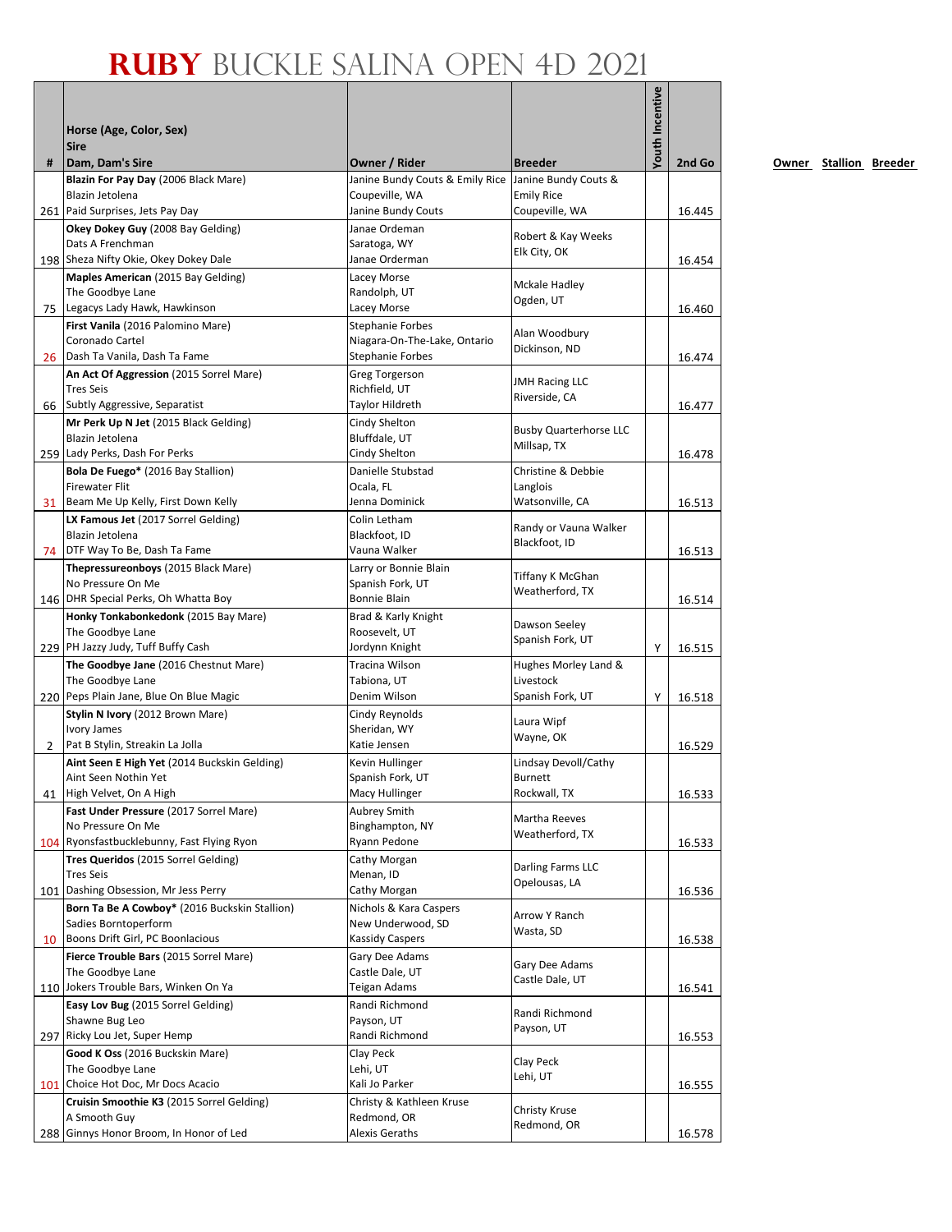# RUBY BUCKLE SALINA OPEN 4D 2021

| # | Horse (Age, Color, Sex)<br>Sire<br>Dam, Dam's Sire | Owner / Rider | Breeder | Youth Incentive | 2nd Go |
|---|---|---|---|---|---|
| 261 | **Blazin For Pay Day** (2006 Black Mare)<br>Blazin Jetolena<br>Paid Surprises, Jets Pay Day | Janine Bundy Couts & Emily Rice<br>Coupeville, WA<br>Janine Bundy Couts | Janine Bundy Couts & Emily Rice<br>Coupeville, WA | | 16.445 |
| 198 | **Okey Dokey Guy** (2008 Bay Gelding)<br>Dats A Frenchman<br>Sheza Nifty Okie, Okey Dokey Dale | Janae Orderman<br>Saratoga, WY<br>Janae Orderman | Robert & Kay Weeks<br>Elk City, OK | | 16.454 |
| 75 | **Maples American** (2015 Bay Gelding)<br>The Goodbye Lane<br>Legacys Lady Hawk, Hawkinson | Lacey Morse<br>Randolph, UT<br>Lacey Morse | Mckale Hadley<br>Ogden, UT | | 16.460 |
| 26 | **First Vanila** (2016 Palomino Mare)<br>Coronado Cartel<br>Dash Ta Vanila, Dash Ta Fame | Stephanie Forbes<br>Niagara-On-The-Lake, Ontario<br>Stephanie Forbes | Alan Woodbury<br>Dickinson, ND | | 16.474 |
| 66 | **An Act Of Aggression** (2015 Sorrel Mare)<br>Tres Seis<br>Subtly Aggressive, Separatist | Greg Torgerson<br>Richfield, UT<br>Taylor Hildreth | JMH Racing LLC<br>Riverside, CA | | 16.477 |
| 259 | **Mr Perk Up N Jet** (2015 Black Gelding)<br>Blazin Jetolena<br>Lady Perks, Dash For Perks | Cindy Shelton<br>Bluffdale, UT<br>Cindy Shelton | Busby Quarterhorse LLC<br>Millsap, TX | | 16.478 |
| 31 | **Bola De Fuego*** (2016 Bay Stallion)<br>Firewater Flit<br>Beam Me Up Kelly, First Down Kelly | Danielle Stubstad<br>Ocala, FL<br>Jenna Dominick | Christine & Debbie Langlois<br>Watsonville, CA | | 16.513 |
| 74 | **LX Famous Jet** (2017 Sorrel Gelding)<br>Blazin Jetolena<br>DTF Way To Be, Dash Ta Fame | Colin Letham<br>Blackfoot, ID<br>Vauna Walker | Randy or Vauna Walker<br>Blackfoot, ID | | 16.513 |
| 146 | **Thepressureonboys** (2015 Black Mare)<br>No Pressure On Me<br>DHR Special Perks, Oh Whatta Boy | Larry or Bonnie Blain<br>Spanish Fork, UT<br>Bonnie Blain | Tiffany K McGhan<br>Weatherford, TX | | 16.514 |
| 229 | **Honky Tonkabonkedonk** (2015 Bay Mare)<br>The Goodbye Lane<br>PH Jazzy Judy, Tuff Buffy Cash | Brad & Karly Knight<br>Roosevelt, UT<br>Jordynn Knight | Dawson Seeley<br>Spanish Fork, UT | Y | 16.515 |
| 220 | **The Goodbye Jane** (2016 Chestnut Mare)<br>The Goodbye Lane<br>Peps Plain Jane, Blue On Blue Magic | Tracina Wilson<br>Tabiona, UT<br>Denim Wilson | Hughes Morley Land & Livestock<br>Spanish Fork, UT | Y | 16.518 |
| 2 | **Stylin N Ivory** (2012 Brown Mare)<br>Ivory James<br>Pat B Stylin, Streakin La Jolla | Cindy Reynolds<br>Sheridan, WY<br>Katie Jensen | Laura Wipf<br>Wayne, OK | | 16.529 |
| 41 | **Aint Seen E High Yet** (2014 Buckskin Gelding)<br>Aint Seen Nothin Yet<br>High Velvet, On A High | Kevin Hullinger<br>Spanish Fork, UT<br>Macy Hullinger | Lindsay Devoll/Cathy Burnett<br>Rockwall, TX | | 16.533 |
| 104 | **Fast Under Pressure** (2017 Sorrel Mare)<br>No Pressure On Me<br>Ryonsfastbucklebunny, Fast Flying Ryon | Aubrey Smith<br>Binghampton, NY<br>Ryann Pedone | Martha Reeves<br>Weatherford, TX | | 16.533 |
| 101 | **Tres Queridos** (2015 Sorrel Gelding)<br>Tres Seis<br>Dashing Obsession, Mr Jess Perry | Cathy Morgan<br>Menan, ID<br>Cathy Morgan | Darling Farms LLC<br>Opelousas, LA | | 16.536 |
| 10 | **Born Ta Be A Cowboy*** (2016 Buckskin Stallion)<br>Sadies Borntoperform<br>Boons Drift Girl, PC Boonlacious | Nichols & Kara Caspers<br>New Underwood, SD<br>Kassidy Caspers | Arrow Y Ranch<br>Wasta, SD | | 16.538 |
| 110 | **Fierce Trouble Bars** (2015 Sorrel Mare)<br>The Goodbye Lane<br>Jokers Trouble Bars, Winken On Ya | Gary Dee Adams<br>Castle Dale, UT<br>Teigan Adams | Gary Dee Adams<br>Castle Dale, UT | | 16.541 |
| 297 | **Easy Lov Bug** (2015 Sorrel Gelding)<br>Shawne Bug Leo<br>Ricky Lou Jet, Super Hemp | Randi Richmond<br>Payson, UT<br>Randi Richmond | Randi Richmond<br>Payson, UT | | 16.553 |
| 101 | **Good K Oss** (2016 Buckskin Mare)<br>The Goodbye Lane<br>Choice Hot Doc, Mr Docs Acacio | Clay Peck<br>Lehi, UT<br>Kali Jo Parker | Clay Peck<br>Lehi, UT | | 16.555 |
| 288 | **Cruisin Smoothie K3** (2015 Sorrel Gelding)<br>A Smooth Guy<br>Ginnys Honor Broom, In Honor of Led | Christy & Kathleen Kruse<br>Redmond, OR<br>Alexis Geraths | Christy Kruse<br>Redmond, OR | | 16.578 |

Owner Stallion Breeder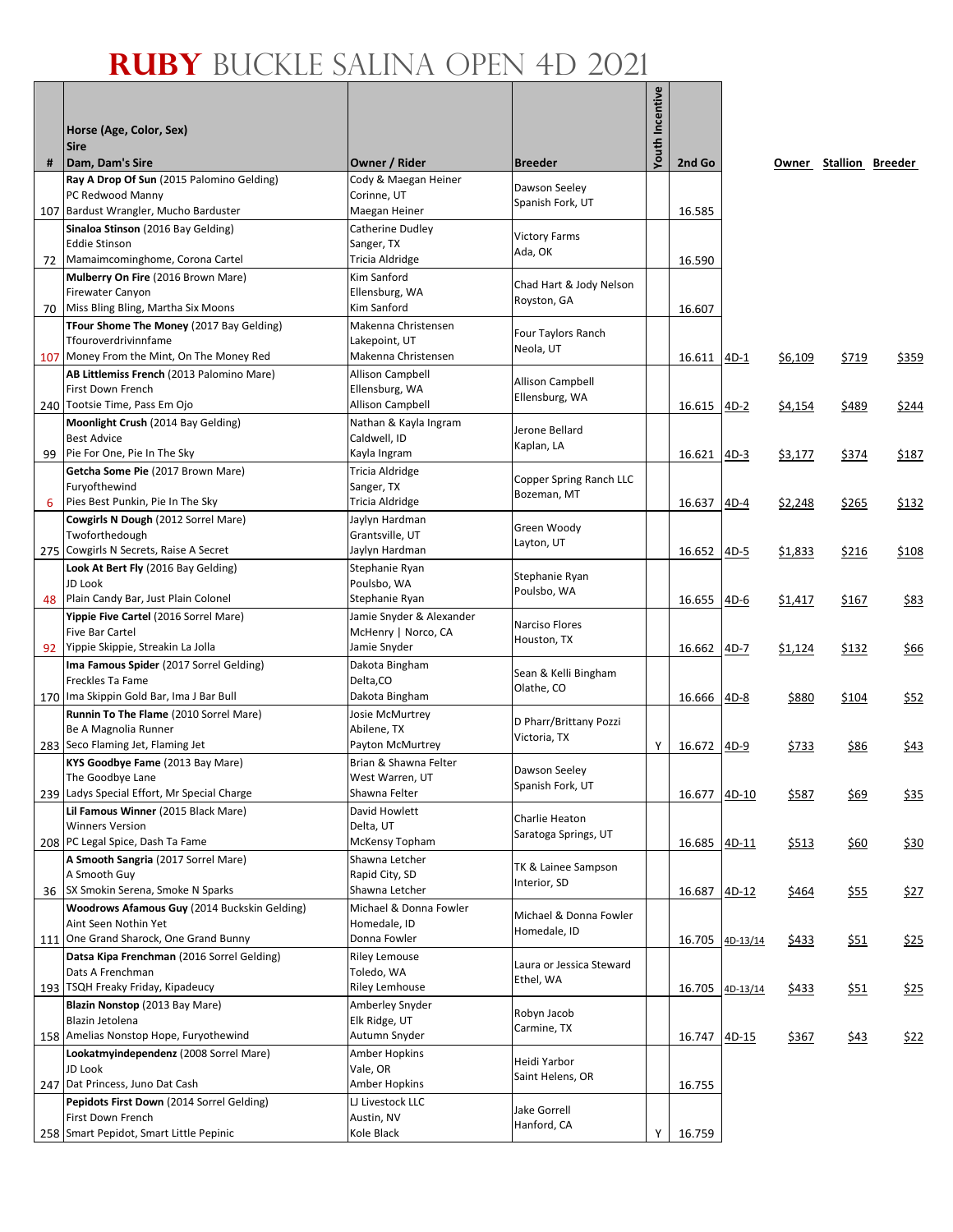# RUBY BUCKLE SALINA OPEN 4D 2021

| # | Horse (Age, Color, Sex)<br>Sire<br>Dam, Dam's Sire | Owner / Rider | Breeder | Youth Incentive | 2nd Go | | Owner | Stallion | Breeder |
|---|---|---|---|---|---|---|---|---|---|
| 107 | **Ray A Drop Of Sun** (2015 Palomino Gelding)<br>PC Redwood Manny<br>Bardust Wrangler, Mucho Barduster | Cody & Maegan Heiner<br>Corinne, UT<br>Maegan Heiner | Dawson Seeley<br>Spanish Fork, UT | | 16.585 | | | | |
| 72 | **Sinaloa Stinson** (2016 Bay Gelding)<br>Eddie Stinson<br>Mamaimcominghome, Corona Cartel | Catherine Dudley<br>Sanger, TX<br>Tricia Aldridge | Victory Farms<br>Ada, OK | | 16.590 | | | | |
| 70 | **Mulberry On Fire** (2016 Brown Mare)<br>Firewater Canyon<br>Miss Bling Bling, Martha Six Moons | Kim Sanford<br>Ellensburg, WA<br>Kim Sanford | Chad Hart & Jody Nelson<br>Royston, GA | | 16.607 | | | | |
| 107 | **TFour Shome The Money** (2017 Bay Gelding)<br>Tfouroverdrivinnfame<br>Money From the Mint, On The Money Red | Makenna Christensen<br>Lakepoint, UT<br>Makenna Christensen | Four Taylors Ranch<br>Neola, UT | | 16.611 | 4D-1 | $6,109 | $719 | $359 |
| 240 | **AB Littlemiss French** (2013 Palomino Mare)<br>First Down French<br>Tootsie Time, Pass Em Ojo | Allison Campbell<br>Ellensburg, WA<br>Allison Campbell | Allison Campbell<br>Ellensburg, WA | | 16.615 | 4D-2 | $4,154 | $489 | $244 |
| 99 | **Moonlight Crush** (2014 Bay Gelding)<br>Best Advice<br>Pie For One, Pie In The Sky | Nathan & Kayla Ingram<br>Caldwell, ID<br>Kayla Ingram | Jerone Bellard<br>Kaplan, LA | | 16.621 | 4D-3 | $3,177 | $374 | $187 |
| 6 | **Getcha Some Pie** (2017 Brown Mare)<br>Furyofthewind<br>Pies Best Punkin, Pie In The Sky | Tricia Aldridge<br>Sanger, TX<br>Tricia Aldridge | Copper Spring Ranch LLC<br>Bozeman, MT | | 16.637 | 4D-4 | $2,248 | $265 | $132 |
| 275 | **Cowgirls N Dough** (2012 Sorrel Mare)<br>Twoforthedough<br>Cowgirls N Secrets, Raise A Secret | Jaylyn Hardman<br>Grantsville, UT<br>Jaylyn Hardman | Green Woody<br>Layton, UT | | 16.652 | 4D-5 | $1,833 | $216 | $108 |
| 48 | **Look At Bert Fly** (2016 Bay Gelding)<br>JD Look<br>Plain Candy Bar, Just Plain Colonel | Stephanie Ryan<br>Poulsbo, WA<br>Stephanie Ryan | Stephanie Ryan<br>Poulsbo, WA | | 16.655 | 4D-6 | $1,417 | $167 | $83 |
| 92 | **Yippie Five Cartel** (2016 Sorrel Mare)<br>Five Bar Cartel<br>Yippie Skippie, Streakin La Jolla | Jamie Snyder & Alexander<br>McHenry \| Norco, CA<br>Jamie Snyder | Narciso Flores<br>Houston, TX | | 16.662 | 4D-7 | $1,124 | $132 | $66 |
| 170 | **Ima Famous Spider** (2017 Sorrel Gelding)<br>Freckles Ta Fame<br>Ima Skippin Gold Bar, Ima J Bar Bull | Dakota Bingham<br>Delta,CO<br>Dakota Bingham | Sean & Kelli Bingham<br>Olathe, CO | | 16.666 | 4D-8 | $880 | $104 | $52 |
| 283 | **Runnin To The Flame** (2010 Sorrel Mare)<br>Be A Magnolia Runner<br>Seco Flaming Jet, Flaming Jet | Josie McMurtrey<br>Abilene, TX<br>Payton McMurtrey | D Pharr/Brittany Pozzi<br>Victoria, TX | Y | 16.672 | 4D-9 | $733 | $86 | $43 |
| 239 | **KYS Goodbye Fame** (2013 Bay Mare)<br>The Goodbye Lane<br>Ladys Special Effort, Mr Special Charge | Brian & Shawna Felter<br>West Warren, UT<br>Shawna Felter | Dawson Seeley<br>Spanish Fork, UT | | 16.677 | 4D-10 | $587 | $69 | $35 |
| 208 | **Lil Famous Winner** (2015 Black Mare)<br>Winners Version<br>PC Legal Spice, Dash Ta Fame | David Howlett<br>Delta, UT<br>McKensy Topham | Charlie Heaton<br>Saratoga Springs, UT | | 16.685 | 4D-11 | $513 | $60 | $30 |
| 36 | **A Smooth Sangria** (2017 Sorrel Mare)<br>A Smooth Guy<br>SX Smokin Serena, Smoke N Sparks | Shawna Letcher<br>Rapid City, SD<br>Shawna Letcher | TK & Lainee Sampson<br>Interior, SD | | 16.687 | 4D-12 | $464 | $55 | $27 |
| 111 | **Woodrows Afamous Guy** (2014 Buckskin Gelding)<br>Aint Seen Nothin Yet<br>One Grand Sharock, One Grand Bunny | Michael & Donna Fowler<br>Homedale, ID<br>Donna Fowler | Michael & Donna Fowler<br>Homedale, ID | | 16.705 | 4D-13/14 | $433 | $51 | $25 |
| 193 | **Datsa Kipa Frenchman** (2016 Sorrel Gelding)<br>Dats A Frenchman<br>TSQH Freaky Friday, Kipadeucy | Riley Lemouse<br>Toledo, WA<br>Riley Lemhouse | Laura or Jessica Steward<br>Ethel, WA | | 16.705 | 4D-13/14 | $433 | $51 | $25 |
| 158 | **Blazin Nonstop** (2013 Bay Mare)<br>Blazin Jetolena<br>Amelias Nonstop Hope, Furyothewind | Amberley Snyder<br>Elk Ridge, UT<br>Autumn Snyder | Robyn Jacob<br>Carmine, TX | | 16.747 | 4D-15 | $367 | $43 | $22 |
| 247 | **Lookatmyindependenz** (2008 Sorrel Mare)<br>JD Look<br>Dat Princess, Juno Dat Cash | Amber Hopkins<br>Vale, OR<br>Amber Hopkins | Heidi Yarbor<br>Saint Helens, OR | | 16.755 | | | | |
| 258 | **Pepidots First Down** (2014 Sorrel Gelding)<br>First Down French<br>Smart Pepidot, Smart Little Pepinic | LJ Livestock LLC<br>Austin, NV<br>Kole Black | Jake Gorrell<br>Hanford, CA | Y | 16.759 | | | | |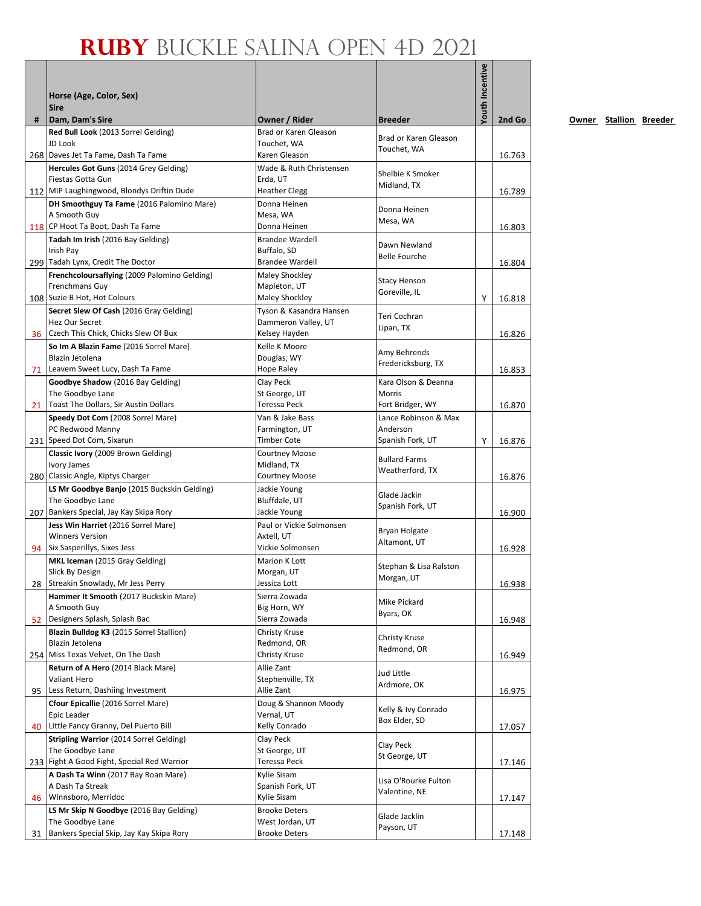# RUBY BUCKLE SALINA OPEN 4D 2021

| # | Horse (Age, Color, Sex)<br>Sire<br>Dam, Dam's Sire | Owner / Rider | Breeder | Youth Incentive | 2nd Go |
|---|---|---|---|---|---|
| 268 | **Red Bull Look** (2013 Sorrel Gelding)<br>JD Look<br>Daves Jet Ta Fame, Dash Ta Fame | Brad or Karen Gleason<br>Touchet, WA<br>Karen Gleason | Brad or Karen Gleason<br>Touchet, WA | | 16.763 |
| 112 | **Hercules Got Guns** (2014 Grey Gelding)<br>Fiestas Gotta Gun<br>MIP Laughingwood, Blondys Driftin Dude | Wade & Ruth Christensen<br>Erda, UT<br>Heather Clegg | Shelbie K Smoker<br>Midland, TX | | 16.789 |
| 118 | **DH Smoothguy Ta Fame** (2016 Palomino Mare)<br>A Smooth Guy<br>CP Hoot Ta Boot, Dash Ta Fame | Donna Heinen<br>Mesa, WA<br>Donna Heinen | Donna Heinen<br>Mesa, WA | | 16.803 |
| 299 | **Tadah Im Irish** (2016 Bay Gelding)<br>Irish Pay<br>Tadah Lynx, Credit The Doctor | Brandee Wardell<br>Buffalo, SD<br>Brandee Wardell | Dawn Newland<br>Belle Fourche | | 16.804 |
| 108 | **Frenchcoloursaflying** (2009 Palomino Gelding)<br>Frenchmans Guy<br>Suzie B Hot, Hot Colours | Maley Shockley<br>Mapleton, UT<br>Maley Shockley | Stacy Henson<br>Goreville, IL | Y | 16.818 |
| 36 | **Secret Slew Of Cash** (2016 Gray Gelding)<br>Hez Our Secret<br>Czech This Chick, Chicks Slew Of Bux | Tyson & Kasandra Hansen<br>Dammeron Valley, UT<br>Kelsey Hayden | Teri Cochran<br>Lipan, TX | | 16.826 |
| 71 | **So Im A Blazin Fame** (2016 Sorrel Mare)<br>Blazin Jetolena<br>Leavem Sweet Lucy, Dash Ta Fame | Kelle K Moore<br>Douglas, WY<br>Hope Raley | Amy Behrends<br>Fredericksburg, TX | | 16.853 |
| 21 | **Goodbye Shadow** (2016 Bay Gelding)<br>The Goodbye Lane<br>Toast The Dollars, Sir Austin Dollars | Clay Peck<br>St George, UT<br>Teressa Peck | Kara Olson & Deanna Morris<br>Fort Bridger, WY | | 16.870 |
| 231 | **Speedy Dot Com** (2008 Sorrel Mare)<br>PC Redwood Manny<br>Speed Dot Com, Sixarun | Van & Jake Bass<br>Farmington, UT<br>Timber Cote | Lance Robinson & Max Anderson<br>Spanish Fork, UT | Y | 16.876 |
| 280 | **Classic Ivory** (2009 Brown Gelding)<br>Ivory James<br>Classic Angle, Kiptys Charger | Courtney Moose<br>Midland, TX<br>Courtney Moose | Bullard Farms<br>Weatherford, TX | | 16.876 |
| 207 | **LS Mr Goodbye Banjo** (2015 Buckskin Gelding)<br>The Goodbye Lane<br>Bankers Special, Jay Kay Skipa Rory | Jackie Young<br>Bluffdale, UT<br>Jackie Young | Glade Jackin<br>Spanish Fork, UT | | 16.900 |
| 94 | **Jess Win Harriet** (2016 Sorrel Mare)<br>Winners Version<br>Six Sasperillys, Sixes Jess | Paul or Vickie Solmonsen<br>Axtell, UT<br>Vickie Solmonsen | Bryan Holgate<br>Altamont, UT | | 16.928 |
| 28 | **MKL Iceman** (2015 Gray Gelding)<br>Slick By Design<br>Streakin Snowlady, Mr Jess Perry | Marion K Lott<br>Morgan, UT<br>Jessica Lott | Stephan & Lisa Ralston<br>Morgan, UT | | 16.938 |
| 52 | **Hammer It Smooth** (2017 Buckskin Mare)<br>A Smooth Guy<br>Designers Splash, Splash Bac | Sierra Zowada<br>Big Horn, WY<br>Sierra Zowada | Mike Pickard<br>Byars, OK | | 16.948 |
| 254 | **Blazin Bulldog K3** (2015 Sorrel Stallion)<br>Blazin Jetolena<br>Miss Texas Velvet, On The Dash | Christy Kruse<br>Redmond, OR<br>Christy Kruse | Christy Kruse<br>Redmond, OR | | 16.949 |
| 95 | **Return of A Hero** (2014 Black Mare)<br>Valiant Hero<br>Less Return, Dashiing Investment | Allie Zant<br>Stephenville, TX<br>Allie Zant | Jud Little<br>Ardmore, OK | | 16.975 |
| 40 | **Cfour Epicallie** (2016 Sorrel Mare)<br>Epic Leader<br>Little Fancy Granny, Del Puerto Bill | Doug & Shannon Moody<br>Vernal, UT<br>Kelly Conrado | Kelly & Ivy Conrado<br>Box Elder, SD | | 17.057 |
| 233 | **Stripling Warrior** (2014 Sorrel Gelding)<br>The Goodbye Lane<br>Fight A Good Fight, Special Red Warrior | Clay Peck<br>St George, UT<br>Teressa Peck | Clay Peck<br>St George, UT | | 17.146 |
| 46 | **A Dash Ta Winn** (2017 Bay Roan Mare)<br>A Dash Ta Streak<br>Winnsboro, Merridoc | Kylie Sisam<br>Spanish Fork, UT<br>Kylie Sisam | Lisa O'Rourke Fulton<br>Valentine, NE | | 17.147 |
| 31 | **LS Mr Skip N Goodbye** (2016 Bay Gelding)<br>The Goodbye Lane<br>Bankers Special Skip, Jay Kay Skipa Rory | Brooke Deters<br>West Jordan, UT<br>Brooke Deters | Glade Jacklin<br>Payson, UT | | 17.148 |

Owner Stallion Breeder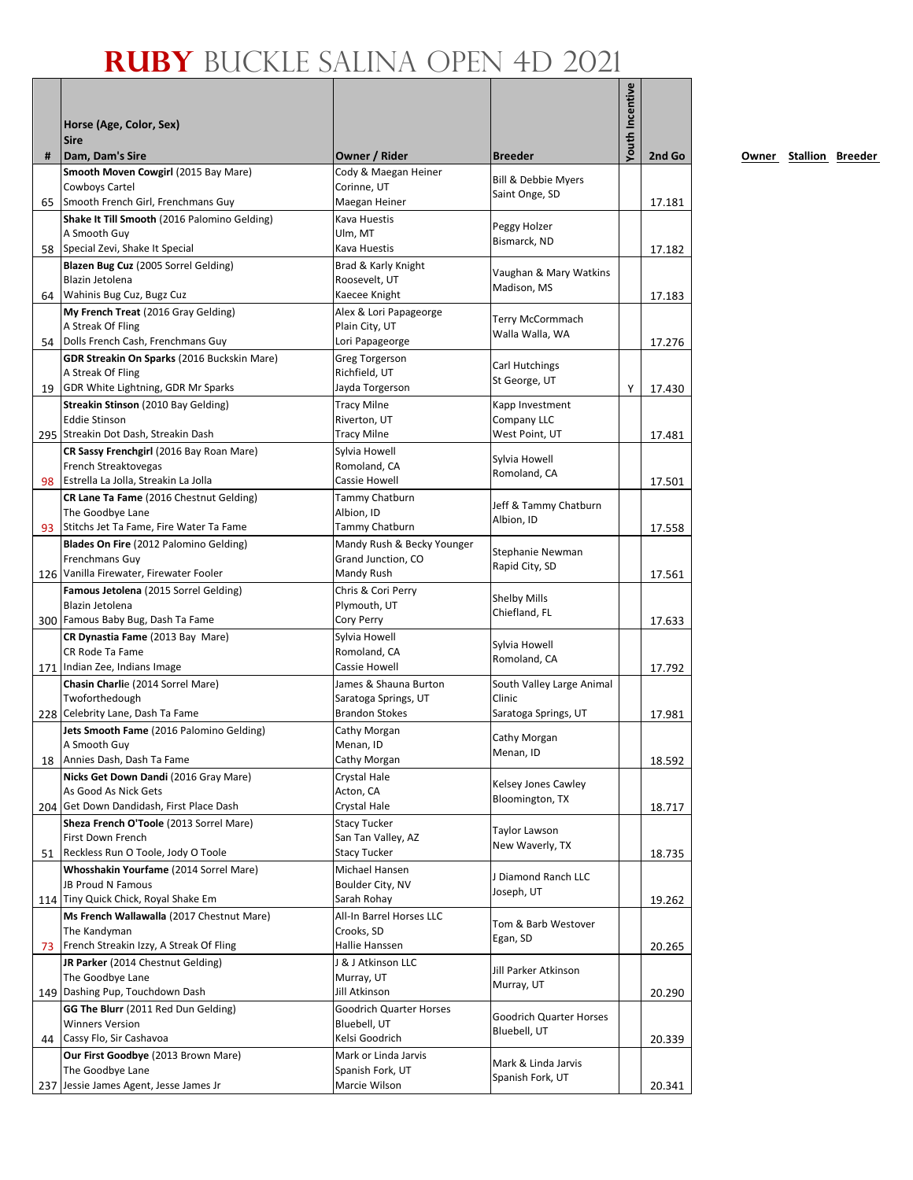# RUBY BUCKLE SALINA OPEN 4D 2021

| # | Horse (Age, Color, Sex)<br>Sire<br>Dam, Dam's Sire | Owner / Rider | Breeder | Youth Incentive | 2nd Go |
|---|---|---|---|---|---|
| 65 | **Smooth Moven Cowgirl** (2015 Bay Mare)<br>Cowboys Cartel<br>Smooth French Girl, Frenchmans Guy | Cody & Maegan Heiner<br>Corinne, UT<br>Maegan Heiner | Bill & Debbie Myers<br>Saint Onge, SD | | 17.181 |
| 58 | **Shake It Till Smooth** (2016 Palomino Gelding)<br>A Smooth Guy<br>Special Zevi, Shake It Special | Kava Huestis<br>Ulm, MT<br>Kava Huestis | Peggy Holzer<br>Bismarck, ND | | 17.182 |
| 64 | **Blazen Bug Cuz** (2005 Sorrel Gelding)<br>Blazin Jetolena<br>Wahinis Bug Cuz, Bugz Cuz | Brad & Karly Knight<br>Roosevelt, UT<br>Kaecee Knight | Vaughan & Mary Watkins<br>Madison, MS | | 17.183 |
| 54 | **My French Treat** (2016 Gray Gelding)<br>A Streak Of Fling<br>Dolls French Cash, Frenchmans Guy | Alex & Lori Papageorge<br>Plain City, UT<br>Lori Papageorge | Terry McCormmach<br>Walla Walla, WA | | 17.276 |
| 19 | **GDR Streakin On Sparks** (2016 Buckskin Mare)<br>A Streak Of Fling<br>GDR White Lightning, GDR Mr Sparks | Greg Torgerson<br>Richfield, UT<br>Jayda Torgerson | Carl Hutchings<br>St George, UT | Y | 17.430 |
| 295 | **Streakin Stinson** (2010 Bay Gelding)<br>Eddie Stinson<br>Streakin Dot Dash, Streakin Dash | Tracy Milne<br>Riverton, UT<br>Tracy Milne | Kapp Investment Company LLC<br>West Point, UT | | 17.481 |
| 98 | **CR Sassy Frenchgirl** (2016 Bay Roan Mare)<br>French Streaktovegas<br>Estrella La Jolla, Streakin La Jolla | Sylvia Howell<br>Romoland, CA<br>Cassie Howell | Sylvia Howell<br>Romoland, CA | | 17.501 |
| 93 | **CR Lane Ta Fame** (2016 Chestnut Gelding)<br>The Goodbye Lane<br>Stitchs Jet Ta Fame, Fire Water Ta Fame | Tammy Chatburn<br>Albion, ID<br>Tammy Chatburn | Jeff & Tammy Chatburn<br>Albion, ID | | 17.558 |
| 126 | **Blades On Fire** (2012 Palomino Gelding)<br>Frenchmans Guy<br>Vanilla Firewater, Firewater Fooler | Mandy Rush & Becky Younger<br>Grand Junction, CO<br>Mandy Rush | Stephanie Newman<br>Rapid City, SD | | 17.561 |
| 300 | **Famous Jetolena** (2015 Sorrel Gelding)<br>Blazin Jetolena<br>Famous Baby Bug, Dash Ta Fame | Chris & Cori Perry<br>Plymouth, UT<br>Cory Perry | Shelby Mills<br>Chiefland, FL | | 17.633 |
| 171 | **CR Dynastia Fame** (2013 Bay Mare)<br>CR Rode Ta Fame<br>Indian Zee, Indians Image | Sylvia Howell<br>Romoland, CA<br>Cassie Howell | Sylvia Howell<br>Romoland, CA | | 17.792 |
| 228 | **Chasin Charlie** (2014 Sorrel Mare)<br>Twoforthedough<br>Celebrity Lane, Dash Ta Fame | James & Shauna Burton<br>Saratoga Springs, UT<br>Brandon Stokes | South Valley Large Animal Clinic<br>Saratoga Springs, UT | | 17.981 |
| 18 | **Jets Smooth Fame** (2016 Palomino Gelding)<br>A Smooth Guy<br>Annies Dash, Dash Ta Fame | Cathy Morgan<br>Menan, ID<br>Cathy Morgan | Cathy Morgan<br>Menan, ID | | 18.592 |
| 204 | **Nicks Get Down Dandi** (2016 Gray Mare)<br>As Good As Nick Gets<br>Get Down Dandidash, First Place Dash | Crystal Hale<br>Acton, CA<br>Crystal Hale | Kelsey Jones Cawley<br>Bloomington, TX | | 18.717 |
| 51 | **Sheza French O'Toole** (2013 Sorrel Mare)<br>First Down French<br>Reckless Run O Toole, Jody O Toole | Stacy Tucker<br>San Tan Valley, AZ<br>Stacy Tucker | Taylor Lawson<br>New Waverly, TX | | 18.735 |
| 114 | **Whosshakin Yourfame** (2014 Sorrel Mare)<br>JB Proud N Famous<br>Tiny Quick Chick, Royal Shake Em | Michael Hansen<br>Boulder City, NV<br>Sarah Rohay | J Diamond Ranch LLC<br>Joseph, UT | | 19.262 |
| 73 | **Ms French Wallawalla** (2017 Chestnut Mare)<br>The Kandyman<br>French Streakin Izzy, A Streak Of Fling | All-In Barrel Horses LLC<br>Crooks, SD<br>Hallie Hanssen | Tom & Barb Westover<br>Egan, SD | | 20.265 |
| 149 | **JR Parker** (2014 Chestnut Gelding)<br>The Goodbye Lane<br>Dashing Pup, Touchdown Dash | J & J Atkinson LLC<br>Murray, UT<br>Jill Atkinson | Jill Parker Atkinson<br>Murray, UT | | 20.290 |
| 44 | **GG The Blurr** (2011 Red Dun Gelding)<br>Winners Version<br>Cassy Flo, Sir Cashavoa | Goodrich Quarter Horses<br>Bluebell, UT<br>Kelsi Goodrich | Goodrich Quarter Horses<br>Bluebell, UT | | 20.339 |
| 237 | **Our First Goodbye** (2013 Brown Mare)<br>The Goodbye Lane<br>Jessie James Agent, Jesse James Jr | Mark or Linda Jarvis<br>Spanish Fork, UT<br>Marcie Wilson | Mark & Linda Jarvis<br>Spanish Fork, UT | | 20.341 |

Owner Stallion Breeder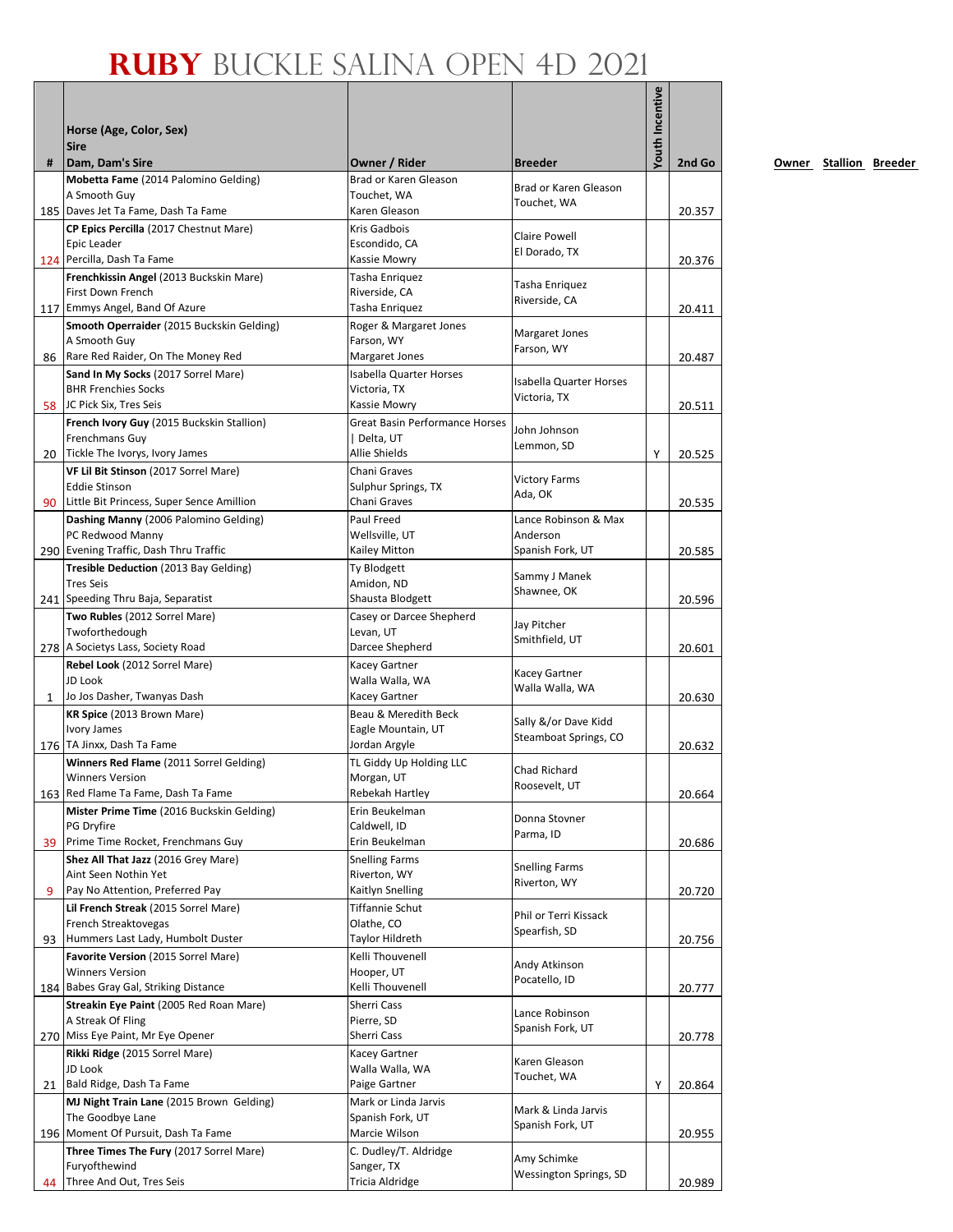# RUBY BUCKLE SALINA OPEN 4D 2021

| # | Horse (Age, Color, Sex) Sire Dam, Dam's Sire | Owner / Rider | Breeder | Youth Incentive | 2nd Go |
|---|---|---|---|---|---|
| 185 | **Mobetta Fame** (2014 Palomino Gelding) A Smooth Guy Daves Jet Ta Fame, Dash Ta Fame | Brad or Karen Gleason Touchet, WA Karen Gleason | Brad or Karen Gleason Touchet, WA | | 20.357 |
| 124 | **CP Epics Percilla** (2017 Chestnut Mare) Epic Leader Percilla, Dash Ta Fame | Kris Gadbois Escondido, CA Kassie Mowry | Claire Powell El Dorado, TX | | 20.376 |
| 117 | **Frenchkissin Angel** (2013 Buckskin Mare) First Down French Emmys Angel, Band Of Azure | Tasha Enriquez Riverside, CA Tasha Enriquez | Tasha Enriquez Riverside, CA | | 20.411 |
| 86 | **Smooth Operraider** (2015 Buckskin Gelding) A Smooth Guy Rare Red Raider, On The Money Red | Roger & Margaret Jones Farson, WY Margaret Jones | Margaret Jones Farson, WY | | 20.487 |
| 58 | **Sand In My Socks** (2017 Sorrel Mare) BHR Frenchies Socks JC Pick Six, Tres Seis | Isabella Quarter Horses Victoria, TX Kassie Mowry | Isabella Quarter Horses Victoria, TX | | 20.511 |
| 20 | **French Ivory Guy** (2015 Buckskin Stallion) Frenchmans Guy Tickle The Ivorys, Ivory James | Great Basin Performance Horses \| Delta, UT Allie Shields | John Johnson Lemmon, SD | Y | 20.525 |
| 90 | **VF Lil Bit Stinson** (2017 Sorrel Mare) Eddie Stinson Little Bit Princess, Super Sence Amillion | Chani Graves Sulphur Springs, TX Chani Graves | Victory Farms Ada, OK | | 20.535 |
| 290 | **Dashing Manny** (2006 Palomino Gelding) PC Redwood Manny Evening Traffic, Dash Thru Traffic | Paul Freed Wellsville, UT Kailey Mitton | Lance Robinson & Max Anderson Spanish Fork, UT | | 20.585 |
| 241 | **Tresible Deduction** (2013 Bay Gelding) Tres Seis Speeding Thru Baja, Separatist | Ty Blodgett Amidon, ND Shausta Blodgett | Sammy J Manek Shawnee, OK | | 20.596 |
| 278 | **Two Rubles** (2012 Sorrel Mare) Twoforthedough A Societys Lass, Society Road | Casey or Darcee Shepherd Levan, UT Darcee Shepherd | Jay Pitcher Smithfield, UT | | 20.601 |
| 1 | **Rebel Look** (2012 Sorrel Mare) JD Look Jo Jos Dasher, Twanyas Dash | Kacey Gartner Walla Walla, WA Kacey Gartner | Kacey Gartner Walla Walla, WA | | 20.630 |
| 176 | **KR Spice** (2013 Brown Mare) Ivory James TA Jinxx, Dash Ta Fame | Beau & Meredith Beck Eagle Mountain, UT Jordan Argyle | Sally &/or Dave Kidd Steamboat Springs, CO | | 20.632 |
| 163 | **Winners Red Flame** (2011 Sorrel Gelding) Winners Version Red Flame Ta Fame, Dash Ta Fame | TL Giddy Up Holding LLC Morgan, UT Rebekah Hartley | Chad Richard Roosevelt, UT | | 20.664 |
| 39 | **Mister Prime Time** (2016 Buckskin Gelding) PG Dryfire Prime Time Rocket, Frenchmans Guy | Erin Beukelman Caldwell, ID Erin Beukelman | Donna Stovner Parma, ID | | 20.686 |
| 9 | **Shez All That Jazz** (2016 Grey Mare) Aint Seen Nothin Yet Pay No Attention, Preferred Pay | Snelling Farms Riverton, WY Kaitlyn Snelling | Snelling Farms Riverton, WY | | 20.720 |
| 93 | **Lil French Streak** (2015 Sorrel Mare) French Streaktovegas Hummers Last Lady, Humbolt Duster | Tiffannie Schut Olathe, CO Taylor Hildreth | Phil or Terri Kissack Spearfish, SD | | 20.756 |
| 184 | **Favorite Version** (2015 Sorrel Mare) Winners Version Babes Gray Gal, Striking Distance | Kelli Thouvenell Hooper, UT Kelli Thouvenell | Andy Atkinson Pocatello, ID | | 20.777 |
| 270 | **Streakin Eye Paint** (2005 Red Roan Mare) A Streak Of Fling Miss Eye Paint, Mr Eye Opener | Sherri Cass Pierre, SD Sherri Cass | Lance Robinson Spanish Fork, UT | | 20.778 |
| 21 | **Rikki Ridge** (2015 Sorrel Mare) JD Look Bald Ridge, Dash Ta Fame | Kacey Gartner Walla Walla, WA Paige Gartner | Karen Gleason Touchet, WA | Y | 20.864 |
| 196 | **MJ Night Train Lane** (2015 Brown Gelding) The Goodbye Lane Moment Of Pursuit, Dash Ta Fame | Mark or Linda Jarvis Spanish Fork, UT Marcie Wilson | Mark & Linda Jarvis Spanish Fork, UT | | 20.955 |
| 44 | **Three Times The Fury** (2017 Sorrel Mare) Furyofthewind Three And Out, Tres Seis | C. Dudley/T. Aldridge Sanger, TX Tricia Aldridge | Amy Schimke Wessington Springs, SD | | 20.989 |

Owner Stallion Breeder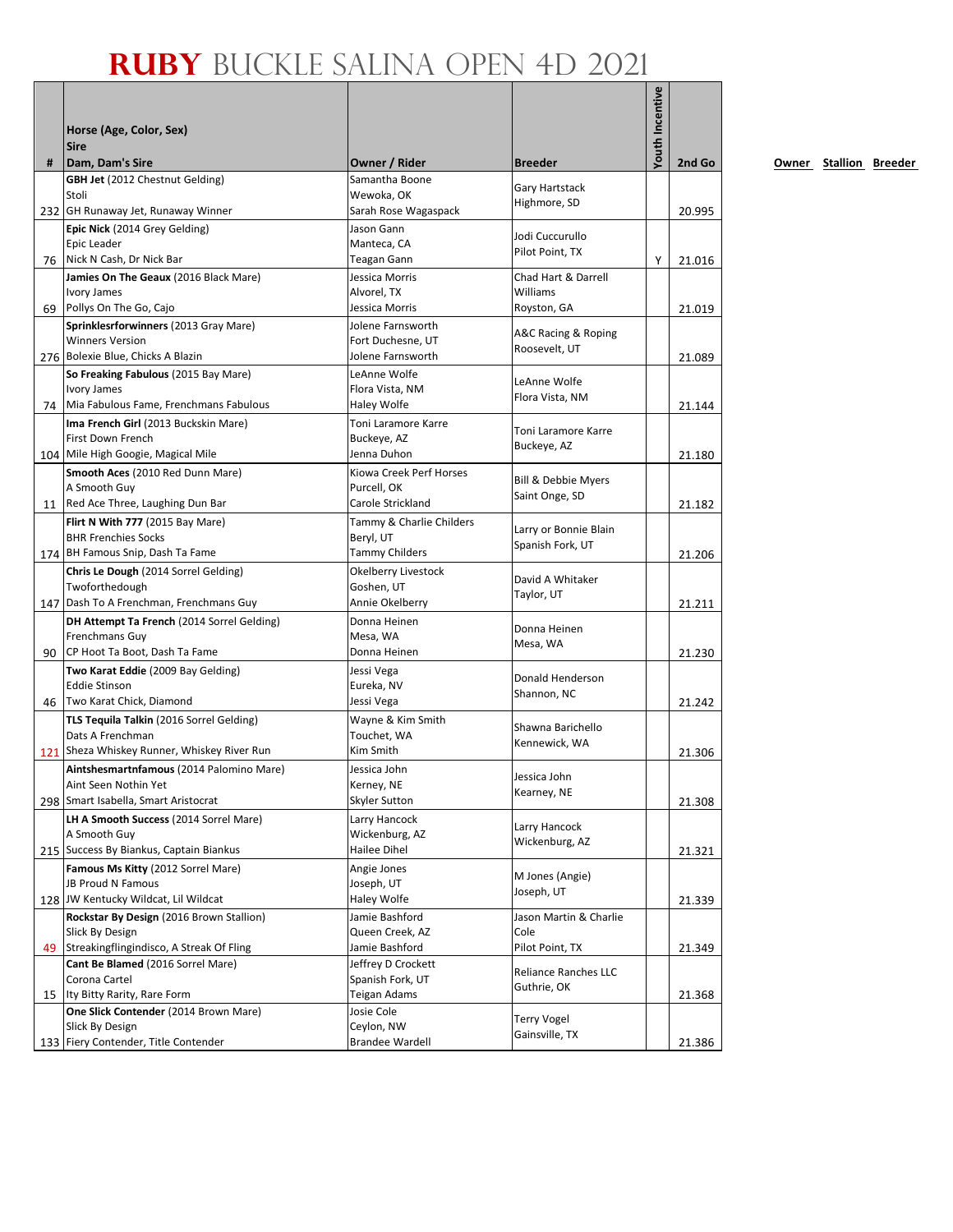# RUBY BUCKLE SALINA OPEN 4D 2021

| # | Horse (Age, Color, Sex)<br>Sire<br>Dam, Dam's Sire | Owner / Rider | Breeder | Youth Incentive | 2nd Go |
|---|---|---|---|---|---|
| 232 | **GBH Jet** (2012 Chestnut Gelding)<br>Stoli<br>GH Runaway Jet, Runaway Winner | Samantha Boone<br>Wewoka, OK<br>Sarah Rose Wagaspack | Gary Hartstack<br>Highmore, SD | | 20.995 |
| 76 | **Epic Nick** (2014 Grey Gelding)<br>Epic Leader<br>Nick N Cash, Dr Nick Bar | Jason Gann<br>Manteca, CA<br>Teagan Gann | Jodi Cuccurullo<br>Pilot Point, TX | Y | 21.016 |
| 69 | **Jamies On The Geaux** (2016 Black Mare)<br>Ivory James<br>Pollys On The Go, Cajo | Jessica Morris<br>Alvorel, TX<br>Jessica Morris | Chad Hart & Darrell Williams<br>Royston, GA | | 21.019 |
| 276 | **Sprinklesrforwinners** (2013 Gray Mare)<br>Winners Version<br>Bolexie Blue, Chicks A Blazin | Jolene Farnsworth<br>Fort Duchesne, UT<br>Jolene Farnsworth | A&C Racing & Roping<br>Roosevelt, UT | | 21.089 |
| 74 | **So Freaking Fabulous** (2015 Bay Mare)<br>Ivory James<br>Mia Fabulous Fame, Frenchmans Fabulous | LeAnne Wolfe<br>Flora Vista, NM<br>Haley Wolfe | LeAnne Wolfe<br>Flora Vista, NM | | 21.144 |
| 104 | **Ima French Girl** (2013 Buckskin Mare)<br>First Down French<br>Mile High Googie, Magical Mile | Toni Laramore Karre<br>Buckeye, AZ<br>Jenna Duhon | Toni Laramore Karre<br>Buckeye, AZ | | 21.180 |
| 11 | **Smooth Aces** (2010 Red Dunn Mare)<br>A Smooth Guy<br>Red Ace Three, Laughing Dun Bar | Kiowa Creek Perf Horses<br>Purcell, OK<br>Carole Strickland | Bill & Debbie Myers<br>Saint Onge, SD | | 21.182 |
| 174 | **Flirt N With 777** (2015 Bay Mare)<br>BHR Frenchies Socks<br>BH Famous Snip, Dash Ta Fame | Tammy & Charlie Childers<br>Beryl, UT<br>Tammy Childers | Larry or Bonnie Blain<br>Spanish Fork, UT | | 21.206 |
| 147 | **Chris Le Dough** (2014 Sorrel Gelding)<br>Twoforthedough<br>Dash To A Frenchman, Frenchmans Guy | Okelberry Livestock<br>Goshen, UT<br>Annie Okelberry | David A Whitaker<br>Taylor, UT | | 21.211 |
| 90 | **DH Attempt Ta French** (2014 Sorrel Gelding)<br>Frenchmans Guy<br>CP Hoot Ta Boot, Dash Ta Fame | Donna Heinen<br>Mesa, WA<br>Donna Heinen | Donna Heinen<br>Mesa, WA | | 21.230 |
| 46 | **Two Karat Eddie** (2009 Bay Gelding)<br>Eddie Stinson<br>Two Karat Chick, Diamond | Jessi Vega<br>Eureka, NV<br>Jessi Vega | Donald Henderson<br>Shannon, NC | | 21.242 |
| 121 | **TLS Tequila Talkin** (2016 Sorrel Gelding)<br>Dats A Frenchman<br>Sheza Whiskey Runner, Whiskey River Run | Wayne & Kim Smith<br>Touchet, WA<br>Kim Smith | Shawna Barichello<br>Kennewick, WA | | 21.306 |
| 298 | **Aintshesmartnfamous** (2014 Palomino Mare)<br>Aint Seen Nothin Yet<br>Smart Isabella, Smart Aristocrat | Jessica John<br>Kerney, NE<br>Skyler Sutton | Jessica John<br>Kearney, NE | | 21.308 |
| 215 | **LH A Smooth Success** (2014 Sorrel Mare)<br>A Smooth Guy<br>Success By Biankus, Captain Biankus | Larry Hancock<br>Wickenburg, AZ<br>Hailee Dihel | Larry Hancock<br>Wickenburg, AZ | | 21.321 |
| 128 | **Famous Ms Kitty** (2012 Sorrel Mare)<br>JB Proud N Famous<br>JW Kentucky Wildcat, Lil Wildcat | Angie Jones<br>Joseph, UT<br>Haley Wolfe | M Jones (Angie)<br>Joseph, UT | | 21.339 |
| 49 | **Rockstar By Design** (2016 Brown Stallion)<br>Slick By Design<br>Streakingflingindisco, A Streak Of Fling | Jamie Bashford<br>Queen Creek, AZ<br>Jamie Bashford | Jason Martin & Charlie Cole<br>Pilot Point, TX | | 21.349 |
| 15 | **Cant Be Blamed** (2016 Sorrel Mare)<br>Corona Cartel<br>Ity Bitty Rarity, Rare Form | Jeffrey D Crockett<br>Spanish Fork, UT<br>Teigan Adams | Reliance Ranches LLC<br>Guthrie, OK | | 21.368 |
| 133 | **One Slick Contender** (2014 Brown Mare)<br>Slick By Design<br>Fiery Contender, Title Contender | Josie Cole<br>Ceylon, NW<br>Brandee Wardell | Terry Vogel<br>Gainsville, TX | | 21.386 |

Owner Stallion Breeder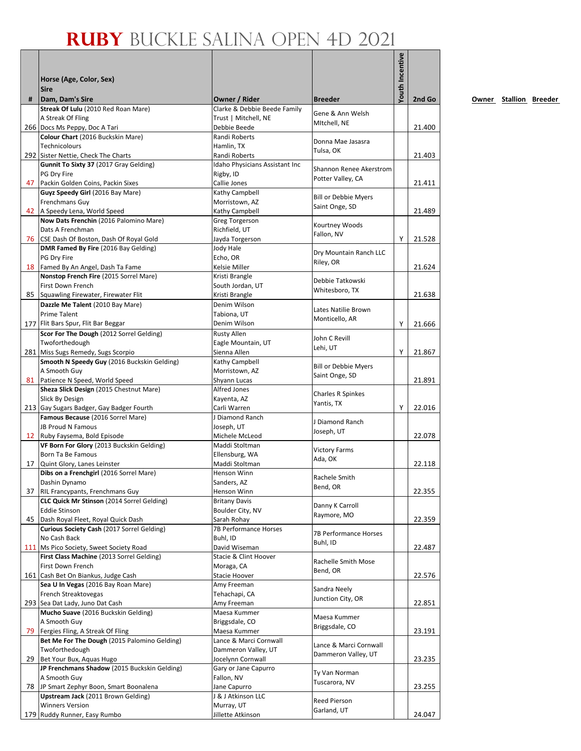# RUBY BUCKLE SALINA OPEN 4D 2021

| # | Horse (Age, Color, Sex)<br>Sire<br>Dam, Dam's Sire | Owner / Rider | Breeder | Youth Incentive | 2nd Go |
|---|---|---|---|---|---|
| 266 | **Streak Of Lulu** (2010 Red Roan Mare)<br>A Streak Of Fling<br>Docs Ms Peppy, Doc A Tari | Clarke & Debbie Beede Family Trust \| Mitchell, NE<br>Debbie Beede | Gene & Ann Welsh<br>MItchell, NE | | 21.400 |
| 292 | **Colour Chart** (2016 Buckskin Mare)<br>Technicolours<br>Sister Nettie, Check The Charts | Randi Roberts<br>Hamlin, TX<br>Randi Roberts | Donna Mae Jasasra<br>Tulsa, OK | | 21.403 |
| 47 | **Gunnit To Sixty 37** (2017 Gray Gelding)<br>PG Dry Fire<br>Packin Golden Coins, Packin Sixes | Idaho Physicians Assistant Inc<br>Rigby, ID<br>Callie Jones | Shannon Renee Akerstrom<br>Potter Valley, CA | | 21.411 |
| 42 | **Guyz Speedy Girl** (2016 Bay Mare)<br>Frenchmans Guy<br>A Speedy Lena, World Speed | Kathy Campbell<br>Morristown, AZ<br>Kathy Campbell | Bill or Debbie Myers<br>Saint Onge, SD | | 21.489 |
| 76 | **Now Dats Frenchin** (2016 Palomino Mare)<br>Dats A Frenchman<br>CSE Dash Of Boston, Dash Of Royal Gold | Greg Torgerson<br>Richfield, UT<br>Jayda Torgerson | Kourtney Woods<br>Fallon, NV | Y | 21.528 |
| 18 | **DMR Famed By Fire** (2016 Bay Gelding)<br>PG Dry Fire<br>Famed By An Angel, Dash Ta Fame | Jody Hale<br>Echo, OR<br>Kelsie Miller | Dry Mountain Ranch LLC<br>Riley, OR | | 21.624 |
| 85 | **Nonstop French Fire** (2015 Sorrel Mare)<br>First Down French<br>Squawling Firewater, Firewater Flit | Kristi Brangle<br>South Jordan, UT<br>Kristi Brangle | Debbie Tatkowski<br>Whitesboro, TX | | 21.638 |
| 177 | **Dazzle Me Talent** (2010 Bay Mare)<br>Prime Talent<br>Flit Bars Spur, Flit Bar Beggar | Denim Wilson<br>Tabiona, UT<br>Denim Wilson | Lates Natilie Brown<br>Monticello, AR | Y | 21.666 |
| 281 | **Scor For The Dough** (2012 Sorrel Gelding)<br>Twoforthedough<br>Miss Sugs Remedy, Sugs Scorpio | Rusty Allen<br>Eagle Mountain, UT<br>Sienna Allen | John C Revill<br>Lehi, UT | Y | 21.867 |
| 81 | **Smooth N Speedy Guy** (2016 Buckskin Gelding)<br>A Smooth Guy<br>Patience N Speed, World Speed | Kathy Campbell<br>Morristown, AZ<br>Shyann Lucas | Bill or Debbie Myers<br>Saint Onge, SD | | 21.891 |
| 213 | **Sheza Slick Design** (2015 Chestnut Mare)<br>Slick By Design<br>Gay Sugars Badger, Gay Badger Fourth | Alfred Jones<br>Kayenta, AZ<br>Carli Warren | Charles R Spinkes<br>Yantis, TX | Y | 22.016 |
| 12 | **Famous Because** (2016 Sorrel Mare)<br>JB Proud N Famous<br>Ruby Faysema, Bold Episode | J Diamond Ranch<br>Joseph, UT<br>Michele McLeod | J Diamond Ranch<br>Joseph, UT | | 22.078 |
| 17 | **VF Born For Glory** (2013 Buckskin Gelding)<br>Born Ta Be Famous<br>Quint Glory, Lanes Leinster | Maddi Stoltman<br>Ellensburg, WA<br>Maddi Stoltman | Victory Farms<br>Ada, OK | | 22.118 |
| 37 | **Dibs on a Frenchgirl** (2016 Sorrel Mare)<br>Dashin Dynamo<br>RIL Francypants, Frenchmans Guy | Henson Winn<br>Sanders, AZ<br>Henson Winn | Rachele Smith<br>Bend, OR | | 22.355 |
| 45 | **CLC Quick Mr Stinson** (2014 Sorrel Gelding)<br>Eddie Stinson<br>Dash Royal Fleet, Royal Quick Dash | Britany Davis<br>Boulder City, NV<br>Sarah Rohay | Danny K Carroll<br>Raymore, MO | | 22.359 |
| 111 | **Curious Society Cash** (2017 Sorrel Gelding)<br>No Cash Back<br>Ms Pico Society, Sweet Society Road | 7B Performance Horses<br>Buhl, ID<br>David Wiseman | 7B Performance Horses<br>Buhl, ID | | 22.487 |
| 161 | **First Class Machine** (2013 Sorrel Gelding)<br>First Down French<br>Cash Bet On Biankus, Judge Cash | Stacie & Clint Hoover<br>Moraga, CA<br>Stacie Hoover | Rachelle Smith Mose<br>Bend, OR | | 22.576 |
| 293 | **Sea U In Vegas** (2016 Bay Roan Mare)<br>French Streaktovegas<br>Sea Dat Lady, Juno Dat Cash | Amy Freeman<br>Tehachapi, CA<br>Amy Freeman | Sandra Neely<br>Junction City, OR | | 22.851 |
| 79 | **Mucho Suave** (2016 Buckskin Gelding)<br>A Smooth Guy<br>Fergies Fling, A Streak Of Fling | Maesa Kummer<br>Briggsdale, CO<br>Maesa Kummer | Maesa Kummer<br>Briggsdale, CO | | 23.191 |
| 29 | **Bet Me For The Dough** (2015 Palomino Gelding)<br>Twoforthedough<br>Bet Your Bux, Aquas Hugo | Lance & Marci Cornwall<br>Dammeron Valley, UT<br>Jocelynn Cornwall | Lance & Marci Cornwall<br>Dammeron Valley, UT | | 23.235 |
| 78 | **JP Frenchmans Shadow** (2015 Buckskin Gelding)<br>A Smooth Guy<br>JP Smart Zephyr Boon, Smart Boonalena | Gary or Jane Capurro<br>Fallon, NV<br>Jane Capurro | Ty Van Norman<br>Tuscarora, NV | | 23.255 |
| 179 | **Upstream Jack** (2011 Brown Gelding)<br>Winners Version<br>Ruddy Runner, Easy Rumbo | J & J Atkinson LLC<br>Murray, UT<br>Jillette Atkinson | Reed Pierson<br>Garland, UT | | 24.047 |

Owner Stallion Breeder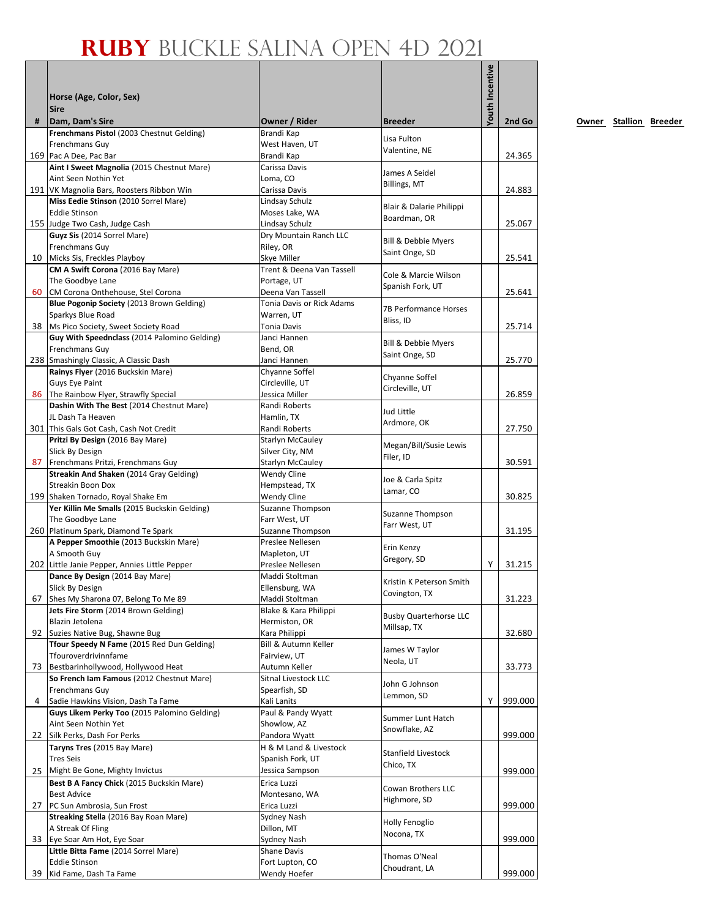# RUBY BUCKLE SALINA OPEN 4D 2021

| # | Horse (Age, Color, Sex)<br>Sire<br>Dam, Dam's Sire | Owner / Rider | Breeder | Youth Incentive | 2nd Go |
|---|---|---|---|---|---|
| 169 | **Frenchmans Pistol** (2003 Chestnut Gelding)<br>Frenchmans Guy<br>Pac A Dee, Pac Bar | Brandi Kap<br>West Haven, UT<br>Brandi Kap | Lisa Fulton<br>Valentine, NE | | 24.365 |
| 191 | **Aint I Sweet Magnolia** (2015 Chestnut Mare)<br>Aint Seen Nothin Yet<br>VK Magnolia Bars, Roosters Ribbon Win | Carissa Davis<br>Loma, CO<br>Carissa Davis | James A Seidel<br>Billings, MT | | 24.883 |
| 155 | **Miss Eedie Stinson** (2010 Sorrel Mare)<br>Eddie Stinson<br>Judge Two Cash, Judge Cash | Lindsay Schulz<br>Moses Lake, WA<br>Lindsay Schulz | Blair & Dalarie Philippi<br>Boardman, OR | | 25.067 |
| 10 | **Guyz Sis** (2014 Sorrel Mare)<br>Frenchmans Guy<br>Micks Sis, Freckles Playboy | Dry Mountain Ranch LLC<br>Riley, OR<br>Skye Miller | Bill & Debbie Myers<br>Saint Onge, SD | | 25.541 |
| 60 | **CM A Swift Corona** (2016 Bay Mare)<br>The Goodbye Lane<br>CM Corona Onthehouse, Stel Corona | Trent & Deena Van Tassell<br>Portage, UT<br>Deena Van Tassell | Cole & Marcie Wilson<br>Spanish Fork, UT | | 25.641 |
| 38 | **Blue Pogonip Society** (2013 Brown Gelding)<br>Sparkys Blue Road<br>Ms Pico Society, Sweet Society Road | Tonia Davis or Rick Adams<br>Warren, UT<br>Tonia Davis | 7B Performance Horses<br>Bliss, ID | | 25.714 |
| 238 | **Guy With Speednclass** (2014 Palomino Gelding)<br>Frenchmans Guy<br>Smashingly Classic, A Classic Dash | Janci Hannen<br>Bend, OR<br>Janci Hannen | Bill & Debbie Myers<br>Saint Onge, SD | | 25.770 |
| 86 | **Rainys Flyer** (2016 Buckskin Mare)<br>Guys Eye Paint<br>The Rainbow Flyer, Strawfly Special | Chyanne Soffel<br>Circleville, UT<br>Jessica Miller | Chyanne Soffel<br>Circleville, UT | | 26.859 |
| 301 | **Dashin With The Best** (2014 Chestnut Mare)<br>JL Dash Ta Heaven<br>This Gals Got Cash, Cash Not Credit | Randi Roberts<br>Hamlin, TX<br>Randi Roberts | Jud Little<br>Ardmore, OK | | 27.750 |
| 87 | **Pritzi By Design** (2016 Bay Mare)<br>Slick By Design<br>Frenchmans Pritzi, Frenchmans Guy | Starlyn McCauley<br>Silver City, NM<br>Starlyn McCauley | Megan/Bill/Susie Lewis<br>Filer, ID | | 30.591 |
| 199 | **Streakin And Shaken** (2014 Gray Gelding)<br>Streakin Boon Dox<br>Shaken Tornado, Royal Shake Em | Wendy Cline<br>Hempstead, TX<br>Wendy Cline | Joe & Carla Spitz<br>Lamar, CO | | 30.825 |
| 260 | **Yer Killin Me Smalls** (2015 Buckskin Gelding)<br>The Goodbye Lane<br>Platinum Spark, Diamond Te Spark | Suzanne Thompson<br>Farr West, UT<br>Suzanne Thompson | Suzanne Thompson<br>Farr West, UT | | 31.195 |
| 202 | **A Pepper Smoothie** (2013 Buckskin Mare)<br>A Smooth Guy<br>Little Janie Pepper, Annies Little Pepper | Preslee Nellesen<br>Mapleton, UT<br>Preslee Nellesen | Erin Kenzy<br>Gregory, SD | Y | 31.215 |
| 67 | **Dance By Design** (2014 Bay Mare)<br>Slick By Design<br>Shes My Sharona 07, Belong To Me 89 | Maddi Stoltman<br>Ellensburg, WA<br>Maddi Stoltman | Kristin K Peterson Smith<br>Covington, TX | | 31.223 |
| 92 | **Jets Fire Storm** (2014 Brown Gelding)<br>Blazin Jetolena<br>Suzies Native Bug, Shawne Bug | Blake & Kara Philippi<br>Hermiston, OR<br>Kara Philippi | Busby Quarterhorse LLC<br>Millsap, TX | | 32.680 |
| 73 | **Tfour Speedy N Fame** (2015 Red Dun Gelding)<br>Tfouroverdrivinnfame<br>Bestbarinhollywood, Hollywood Heat | Bill & Autumn Keller<br>Fairview, UT<br>Autumn Keller | James W Taylor<br>Neola, UT | | 33.773 |
| 4 | **So French Iam Famous** (2012 Chestnut Mare)<br>Frenchmans Guy<br>Sadie Hawkins Vision, Dash Ta Fame | Sitnal Livestock LLC<br>Spearfish, SD<br>Kali Lanits | John G Johnson<br>Lemmon, SD | Y | 999.000 |
| 22 | **Guys Likem Perky Too** (2015 Palomino Gelding)<br>Aint Seen Nothin Yet<br>Silk Perks, Dash For Perks | Paul & Pandy Wyatt<br>Showlow, AZ<br>Pandora Wyatt | Summer Lunt Hatch<br>Snowflake, AZ | | 999.000 |
| 25 | **Taryns Tres** (2015 Bay Mare)<br>Tres Seis<br>Might Be Gone, Mighty Invictus | H & M Land & Livestock<br>Spanish Fork, UT<br>Jessica Sampson | Stanfield Livestock<br>Chico, TX | | 999.000 |
| 27 | **Best B A Fancy Chick** (2015 Buckskin Mare)<br>Best Advice<br>PC Sun Ambrosia, Sun Frost | Erica Luzzi<br>Montesano, WA<br>Erica Luzzi | Cowan Brothers LLC<br>Highmore, SD | | 999.000 |
| 33 | **Streaking Stella** (2016 Bay Roan Mare)<br>A Streak Of Fling<br>Eye Soar Am Hot, Eye Soar | Sydney Nash<br>Dillon, MT<br>Sydney Nash | Holly Fenoglio<br>Nocona, TX | | 999.000 |
| 39 | **Little Bitta Fame** (2014 Sorrel Mare)<br>Eddie Stinson<br>Kid Fame, Dash Ta Fame | Shane Davis<br>Fort Lupton, CO<br>Wendy Hoefer | Thomas O'Neal<br>Choudrant, LA | | 999.000 |

Owner Stallion Breeder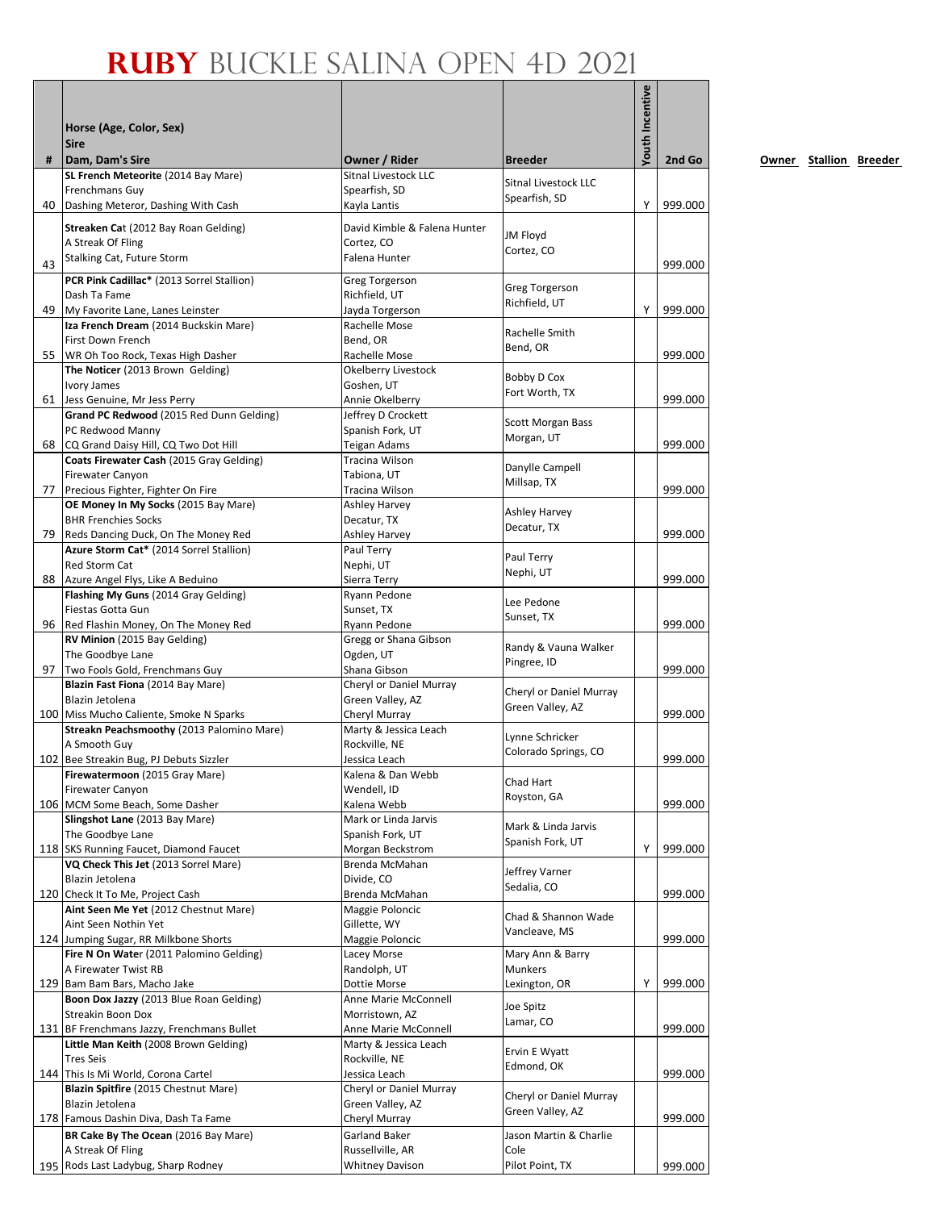# RUBY BUCKLE SALINA OPEN 4D 2021

| # | Horse (Age, Color, Sex)<br>Sire<br>Dam, Dam's Sire | Owner / Rider | Breeder | Youth Incentive | 2nd Go |
|---|---|---|---|---|---|
| 40 | **SL French Meteorite** (2014 Bay Mare)<br>Frenchmans Guy<br>Dashing Meteror, Dashing With Cash | Sitnal Livestock LLC<br>Spearfish, SD<br>Kayla Lantis | Sitnal Livestock LLC<br>Spearfish, SD | Y | 999.000 |
| 43 | **Streaken Cat** (2012 Bay Roan Gelding)<br>A Streak Of Fling<br>Stalking Cat, Future Storm | David Kimble & Falena Hunter<br>Cortez, CO<br>Falena Hunter | JM Floyd<br>Cortez, CO | | 999.000 |
| 49 | **PCR Pink Cadillac*** (2013 Sorrel Stallion)<br>Dash Ta Fame<br>My Favorite Lane, Lanes Leinster | Greg Torgerson<br>Richfield, UT<br>Jayda Torgerson | Greg Torgerson<br>Richfield, UT | Y | 999.000 |
| 55 | **Iza French Dream** (2014 Buckskin Mare)<br>First Down French<br>WR Oh Too Rock, Texas High Dasher | Rachelle Mose<br>Bend, OR<br>Rachelle Mose | Rachelle Smith<br>Bend, OR | | 999.000 |
| 61 | **The Noticer** (2013 Brown Gelding)<br>Ivory James<br>Jess Genuine, Mr Jess Perry | Okelberry Livestock<br>Goshen, UT<br>Annie Okelberry | Bobby D Cox<br>Fort Worth, TX | | 999.000 |
| 68 | **Grand PC Redwood** (2015 Red Dunn Gelding)<br>PC Redwood Manny<br>CQ Grand Daisy Hill, CQ Two Dot Hill | Jeffrey D Crockett<br>Spanish Fork, UT<br>Teigan Adams | Scott Morgan Bass<br>Morgan, UT | | 999.000 |
| 77 | **Coats Firewater Cash** (2015 Gray Gelding)<br>Firewater Canyon<br>Precious Fighter, Fighter On Fire | Tracina Wilson<br>Tabiona, UT<br>Tracina Wilson | Danylle Campell<br>Millsap, TX | | 999.000 |
| 79 | **OE Money In My Socks** (2015 Bay Mare)<br>BHR Frenchies Socks<br>Reds Dancing Duck, On The Money Red | Ashley Harvey<br>Decatur, TX<br>Ashley Harvey | Ashley Harvey<br>Decatur, TX | | 999.000 |
| 88 | **Azure Storm Cat*** (2014 Sorrel Stallion)<br>Red Storm Cat<br>Azure Angel Flys, Like A Beduino | Paul Terry<br>Nephi, UT<br>Sierra Terry | Paul Terry<br>Nephi, UT | | 999.000 |
| 96 | **Flashing My Guns** (2014 Gray Gelding)<br>Fiestas Gotta Gun<br>Red Flashin Money, On The Money Red | Ryann Pedone<br>Sunset, TX<br>Ryann Pedone | Lee Pedone<br>Sunset, TX | | 999.000 |
| 97 | **RV Minion** (2015 Bay Gelding)<br>The Goodbye Lane<br>Two Fools Gold, Frenchmans Guy | Gregg or Shana Gibson<br>Ogden, UT<br>Shana Gibson | Randy & Vauna Walker<br>Pingree, ID | | 999.000 |
| 100 | **Blazin Fast Fiona** (2014 Bay Mare)<br>Blazin Jetolena<br>Miss Mucho Caliente, Smoke N Sparks | Cheryl or Daniel Murray<br>Green Valley, AZ<br>Cheryl Murray | Cheryl or Daniel Murray<br>Green Valley, AZ | | 999.000 |
| 102 | **Streakn Peachsmoothy** (2013 Palomino Mare)<br>A Smooth Guy<br>Bee Streakin Bug, PJ Debuts Sizzler | Marty & Jessica Leach<br>Rockville, NE<br>Jessica Leach | Lynne Schricker<br>Colorado Springs, CO | | 999.000 |
| 106 | **Firewatermoon** (2015 Gray Mare)<br>Firewater Canyon<br>MCM Some Beach, Some Dasher | Kalena & Dan Webb<br>Wendell, ID<br>Kalena Webb | Chad Hart<br>Royston, GA | | 999.000 |
| 118 | **Slingshot Lane** (2013 Bay Mare)<br>The Goodbye Lane<br>SKS Running Faucet, Diamond Faucet | Mark or Linda Jarvis<br>Spanish Fork, UT<br>Morgan Beckstrom | Mark & Linda Jarvis<br>Spanish Fork, UT | Y | 999.000 |
| 120 | **VQ Check This Jet** (2013 Sorrel Mare)<br>Blazin Jetolena<br>Check It To Me, Project Cash | Brenda McMahan<br>Divide, CO<br>Brenda McMahan | Jeffrey Varner<br>Sedalia, CO | | 999.000 |
| 124 | **Aint Seen Me Yet** (2012 Chestnut Mare)<br>Aint Seen Nothin Yet<br>Jumping Sugar, RR Milkbone Shorts | Maggie Poloncic<br>Gillette, WY<br>Maggie Poloncic | Chad & Shannon Wade<br>Vancleave, MS | | 999.000 |
| 129 | **Fire N On Water** (2011 Palomino Gelding)<br>A Firewater Twist RB<br>Bam Bam Bars, Macho Jake | Lacey Morse<br>Randolph, UT<br>Dottie Morse | Mary Ann & Barry Munkers<br>Lexington, OR | Y | 999.000 |
| 131 | **Boon Dox Jazzy** (2013 Blue Roan Gelding)<br>Streakin Boon Dox<br>BF Frenchmans Jazzy, Frenchmans Bullet | Anne Marie McConnell<br>Morristown, AZ<br>Anne Marie McConnell | Joe Spitz<br>Lamar, CO | | 999.000 |
| 144 | **Little Man Keith** (2008 Brown Gelding)<br>Tres Seis<br>This Is Mi World, Corona Cartel | Marty & Jessica Leach<br>Rockville, NE<br>Jessica Leach | Ervin E Wyatt<br>Edmond, OK | | 999.000 |
| 178 | **Blazin Spitfire** (2015 Chestnut Mare)<br>Blazin Jetolena<br>Famous Dashin Diva, Dash Ta Fame | Cheryl or Daniel Murray<br>Green Valley, AZ<br>Cheryl Murray | Cheryl or Daniel Murray<br>Green Valley, AZ | | 999.000 |
| 195 | **BR Cake By The Ocean** (2016 Bay Mare)<br>A Streak Of Fling<br>Rods Last Ladybug, Sharp Rodney | Garland Baker<br>Russellville, AR<br>Whitney Davison | Jason Martin & Charlie Cole<br>Pilot Point, TX | | 999.000 |

Owner Stallion Breeder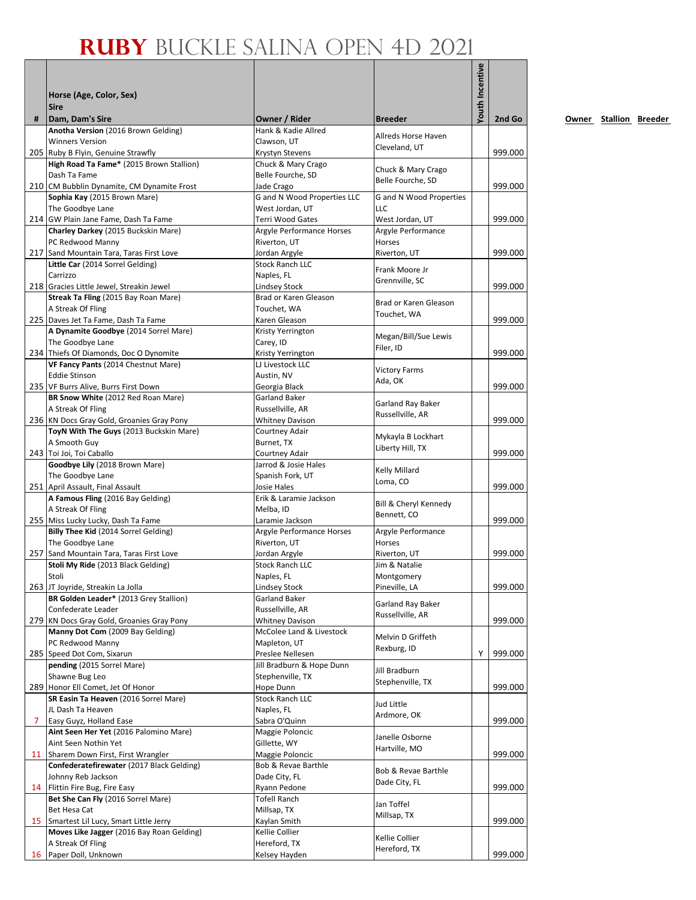# RUBY BUCKLE SALINA OPEN 4D 2021

| # | Horse (Age, Color, Sex)<br>Sire<br>Dam, Dam's Sire | Owner / Rider | Breeder | Youth Incentive | 2nd Go |
|---|---|---|---|---|---|
| 205 | **Anotha Version** (2016 Brown Gelding)<br>Winners Version<br>Ruby B Flyin, Genuine Strawfly | Hank & Kadie Allred<br>Clawson, UT<br>Krystyn Stevens | Allreds Horse Haven<br>Cleveland, UT | | 999.000 |
| 210 | **High Road Ta Fame*** (2015 Brown Stallion)<br>Dash Ta Fame<br>CM Bubblin Dynamite, CM Dynamite Frost | Chuck & Mary Crago<br>Belle Fourche, SD<br>Jade Crago | Chuck & Mary Crago<br>Belle Fourche, SD | | 999.000 |
| 214 | **Sophia Kay** (2015 Brown Mare)<br>The Goodbye Lane<br>GW Plain Jane Fame, Dash Ta Fame | G and N Wood Properties LLC<br>West Jordan, UT<br>Terri Wood Gates | G and N Wood Properties LLC<br>West Jordan, UT | | 999.000 |
| 217 | **Charley Darkey** (2015 Buckskin Mare)<br>PC Redwood Manny<br>Sand Mountain Tara, Taras First Love | Argyle Performance Horses<br>Riverton, UT<br>Jordan Argyle | Argyle Performance Horses<br>Riverton, UT | | 999.000 |
| 218 | **Little Car** (2014 Sorrel Gelding)<br>Carrizzo<br>Gracies Little Jewel, Streakin Jewel | Stock Ranch LLC<br>Naples, FL<br>Lindsey Stock | Frank Moore Jr<br>Grennville, SC | | 999.000 |
| 225 | **Streak Ta Fling** (2015 Bay Roan Mare)<br>A Streak Of Fling<br>Daves Jet Ta Fame, Dash Ta Fame | Brad or Karen Gleason<br>Touchet, WA<br>Karen Gleason | Brad or Karen Gleason<br>Touchet, WA | | 999.000 |
| 234 | **A Dynamite Goodbye** (2014 Sorrel Mare)<br>The Goodbye Lane<br>Thiefs Of Diamonds, Doc O Dynomite | Kristy Yerrington<br>Carey, ID<br>Kristy Yerrington | Megan/Bill/Sue Lewis<br>Filer, ID | | 999.000 |
| 235 | **VF Fancy Pants** (2014 Chestnut Mare)<br>Eddie Stinson<br>VF Burrs Alive, Burrs First Down | LJ Livestock LLC<br>Austin, NV<br>Georgia Black | Victory Farms<br>Ada, OK | | 999.000 |
| 236 | **BR Snow White** (2012 Red Roan Mare)<br>A Streak Of Fling<br>KN Docs Gray Gold, Groanies Gray Pony | Garland Baker<br>Russellville, AR<br>Whitney Davison | Garland Ray Baker<br>Russellville, AR | | 999.000 |
| 243 | **ToyN With The Guys** (2013 Buckskin Mare)<br>A Smooth Guy<br>Toi Joi, Toi Caballo | Courtney Adair<br>Burnet, TX<br>Courtney Adair | Mykayla B Lockhart<br>Liberty Hill, TX | | 999.000 |
| 251 | **Goodbye Lily** (2018 Brown Mare)<br>The Goodbye Lane<br>April Assault, Final Assault | Jarrod & Josie Hales<br>Spanish Fork, UT<br>Josie Hales | Kelly Millard<br>Loma, CO | | 999.000 |
| 255 | **A Famous Fling** (2016 Bay Gelding)<br>A Streak Of Fling<br>Miss Lucky Lucky, Dash Ta Fame | Erik & Laramie Jackson<br>Melba, ID<br>Laramie Jackson | Bill & Cheryl Kennedy<br>Bennett, CO | | 999.000 |
| 257 | **Billy Thee Kid** (2014 Sorrel Gelding)<br>The Goodbye Lane<br>Sand Mountain Tara, Taras First Love | Argyle Performance Horses<br>Riverton, UT<br>Jordan Argyle | Argyle Performance Horses<br>Riverton, UT | | 999.000 |
| 263 | **Stoli My Ride** (2013 Black Gelding)<br>Stoli<br>JT Joyride, Streakin La Jolla | Stock Ranch LLC<br>Naples, FL<br>Lindsey Stock | Jim & Natalie Montgomery<br>Pineville, LA | | 999.000 |
| 279 | **BR Golden Leader*** (2013 Grey Stallion)<br>Confederate Leader<br>KN Docs Gray Gold, Groanies Gray Pony | Garland Baker<br>Russellville, AR<br>Whitney Davison | Garland Ray Baker<br>Russellville, AR | | 999.000 |
| 285 | **Manny Dot Com** (2009 Bay Gelding)<br>PC Redwood Manny<br>Speed Dot Com, Sixarun | McColee Land & Livestock<br>Mapleton, UT<br>Preslee Nellesen | Melvin D Griffeth<br>Rexburg, ID | Y | 999.000 |
| 289 | **pending** (2015 Sorrel Mare)<br>Shawne Bug Leo<br>Honor Ell Comet, Jet Of Honor | Jill Bradburn & Hope Dunn<br>Stephenville, TX<br>Hope Dunn | Jill Bradburn<br>Stephenville, TX | | 999.000 |
| 7 | **SR Easin Ta Heaven** (2016 Sorrel Mare)<br>JL Dash Ta Heaven<br>Easy Guyz, Holland Ease | Stock Ranch LLC<br>Naples, FL<br>Sabra O'Quinn | Jud Little<br>Ardmore, OK | | 999.000 |
| 11 | **Aint Seen Her Yet** (2016 Palomino Mare)<br>Aint Seen Nothin Yet<br>Sharem Down First, First Wrangler | Maggie Poloncic<br>Gillette, WY<br>Maggie Poloncic | Janelle Osborne<br>Hartville, MO | | 999.000 |
| 14 | **Confederatefirewater** (2017 Black Gelding)<br>Johnny Reb Jackson<br>Flittin Fire Bug, Fire Easy | Bob & Revae Barthle<br>Dade City, FL<br>Ryann Pedone | Bob & Revae Barthle<br>Dade City, FL | | 999.000 |
| 15 | **Bet She Can Fly** (2016 Sorrel Mare)<br>Bet Hesa Cat<br>Smartest Lil Lucy, Smart Little Jerry | Tofell Ranch<br>Millsap, TX<br>Kaylan Smith | Jan Toffel<br>Millsap, TX | | 999.000 |
| 16 | **Moves Like Jagger** (2016 Bay Roan Gelding)<br>A Streak Of Fling<br>Paper Doll, Unknown | Kellie Collier<br>Hereford, TX<br>Kelsey Hayden | Kellie Collier<br>Hereford, TX | | 999.000 |

**Owner Stallion Breeder**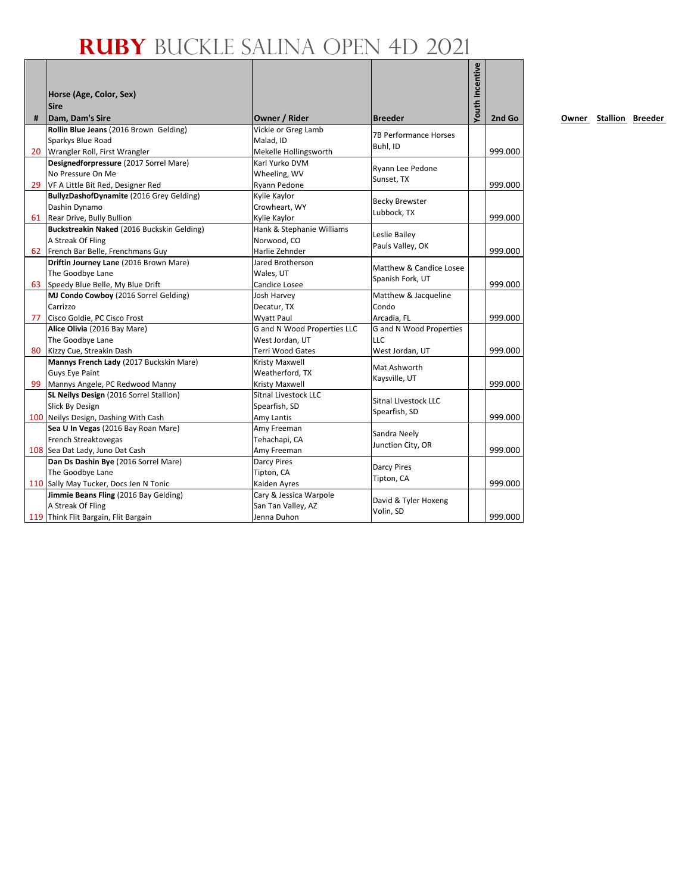# RUBY BUCKLE SALINA OPEN 4D 2021

| # | Horse (Age, Color, Sex)<br>Sire<br>Dam, Dam's Sire | Owner / Rider | Breeder | Youth Incentive | 2nd Go |
|---|---|---|---|---|---|
| 20 | **Rollin Blue Jeans** (2016 Brown Gelding)<br>Sparkys Blue Road<br>Wrangler Roll, First Wrangler | Vickie or Greg Lamb<br>Malad, ID<br>Mekelle Hollingsworth | 7B Performance Horses<br>Buhl, ID | | 999.000 |
| 29 | **Designedforpressure** (2017 Sorrel Mare)<br>No Pressure On Me<br>VF A Little Bit Red, Designer Red | Karl Yurko DVM<br>Wheeling, WV<br>Ryann Pedone | Ryann Lee Pedone<br>Sunset, TX | | 999.000 |
| 61 | **BullyzDashofDynamite** (2016 Grey Gelding)<br>Dashin Dynamo<br>Rear Drive, Bully Bullion | Kylie Kaylor<br>Crowheart, WY<br>Kylie Kaylor | Becky Brewster<br>Lubbock, TX | | 999.000 |
| 62 | **Buckstreakin Naked** (2016 Buckskin Gelding)<br>A Streak Of Fling<br>French Bar Belle, Frenchmans Guy | Hank & Stephanie Williams<br>Norwood, CO<br>Harlie Zehnder | Leslie Bailey<br>Pauls Valley, OK | | 999.000 |
| 63 | **Driftin Journey Lane** (2016 Brown Mare)<br>The Goodbye Lane<br>Speedy Blue Belle, My Blue Drift | Jared Brotherson<br>Wales, UT<br>Candice Losee | Matthew & Candice Losee<br>Spanish Fork, UT | | 999.000 |
| 77 | **MJ Condo Cowboy** (2016 Sorrel Gelding)<br>Carrizzo<br>Cisco Goldie, PC Cisco Frost | Josh Harvey<br>Decatur, TX<br>Wyatt Paul | Matthew & Jacqueline Condo<br>Arcadia, FL | | 999.000 |
| 80 | **Alice Olivia** (2016 Bay Mare)<br>The Goodbye Lane<br>Kizzy Cue, Streakin Dash | G and N Wood Properties LLC<br>West Jordan, UT<br>Terri Wood Gates | G and N Wood Properties LLC<br>West Jordan, UT | | 999.000 |
| 99 | **Mannys French Lady** (2017 Buckskin Mare)<br>Guys Eye Paint<br>Mannys Angele, PC Redwood Manny | Kristy Maxwell<br>Weatherford, TX<br>Kristy Maxwell | Mat Ashworth<br>Kaysville, UT | | 999.000 |
| 100 | **SL Neilys Design** (2016 Sorrel Stallion)<br>Slick By Design<br>Neilys Design, Dashing With Cash | Sitnal Livestock LLC<br>Spearfish, SD<br>Amy Lantis | Sitnal LIvestock LLC<br>Spearfish, SD | | 999.000 |
| 108 | **Sea U In Vegas** (2016 Bay Roan Mare)<br>French Streaktovegas<br>Sea Dat Lady, Juno Dat Cash | Amy Freeman<br>Tehachapi, CA<br>Amy Freeman | Sandra Neely<br>Junction City, OR | | 999.000 |
| 110 | **Dan Ds Dashin Bye** (2016 Sorrel Mare)<br>The Goodbye Lane<br>Sally May Tucker, Docs Jen N Tonic | Darcy Pires<br>Tipton, CA<br>Kaiden Ayres | Darcy Pires<br>Tipton, CA | | 999.000 |
| 119 | **Jimmie Beans Fling** (2016 Bay Gelding)<br>A Streak Of Fling<br>Think Flit Bargain, Flit Bargain | Cary & Jessica Warpole<br>San Tan Valley, AZ<br>Jenna Duhon | David & Tyler Hoxeng<br>Volin, SD | | 999.000 |

Owner Stallion Breeder